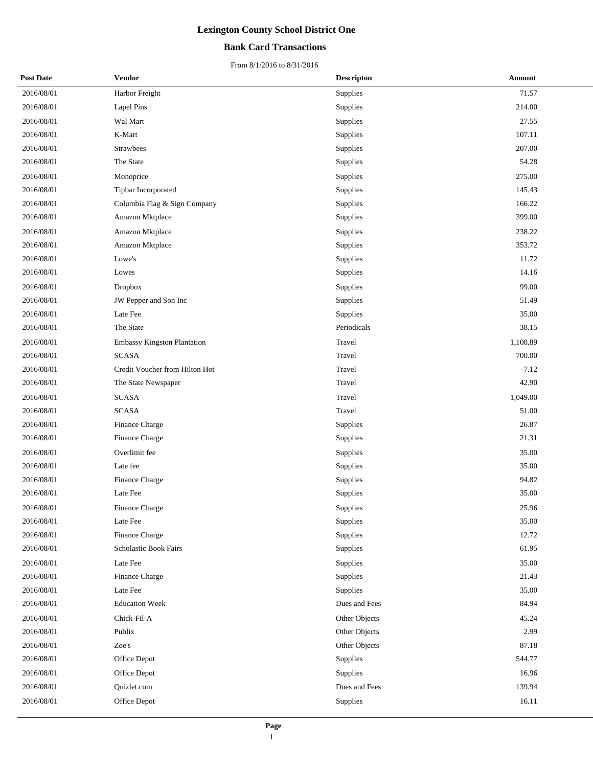# Lexington County School District One

## Bank Card Transactions

From 8/1/2016 to 8/31/2016

| Post Date | Vendor | Descripton | Amount |
|---|---|---|---|
| 2016/08/01 | Harbor Freight | Supplies | 71.57 |
| 2016/08/01 | Lapel Pins | Supplies | 214.00 |
| 2016/08/01 | Wal Mart | Supplies | 27.55 |
| 2016/08/01 | K-Mart | Supplies | 107.11 |
| 2016/08/01 | Strawbees | Supplies | 207.00 |
| 2016/08/01 | The State | Supplies | 54.28 |
| 2016/08/01 | Monoprice | Supplies | 275.00 |
| 2016/08/01 | Tipbar Incorporated | Supplies | 145.43 |
| 2016/08/01 | Columbia Flag & Sign Company | Supplies | 166.22 |
| 2016/08/01 | Amazon Mktplace | Supplies | 399.00 |
| 2016/08/01 | Amazon Mktplace | Supplies | 238.22 |
| 2016/08/01 | Amazon Mktplace | Supplies | 353.72 |
| 2016/08/01 | Lowe's | Supplies | 11.72 |
| 2016/08/01 | Lowes | Supplies | 14.16 |
| 2016/08/01 | Dropbox | Supplies | 99.00 |
| 2016/08/01 | JW Pepper and Son Inc | Supplies | 51.49 |
| 2016/08/01 | Late Fee | Supplies | 35.00 |
| 2016/08/01 | The State | Periodicals | 38.15 |
| 2016/08/01 | Embassy Kingston Plantation | Travel | 1,108.89 |
| 2016/08/01 | SCASA | Travel | 700.00 |
| 2016/08/01 | Credit Voucher from Hilton Hot | Travel | -7.12 |
| 2016/08/01 | The State Newspaper | Travel | 42.90 |
| 2016/08/01 | SCASA | Travel | 1,049.00 |
| 2016/08/01 | SCASA | Travel | 51.00 |
| 2016/08/01 | Finance Charge | Supplies | 26.87 |
| 2016/08/01 | Finance Charge | Supplies | 21.31 |
| 2016/08/01 | Overlimit fee | Supplies | 35.00 |
| 2016/08/01 | Late fee | Supplies | 35.00 |
| 2016/08/01 | Finance Charge | Supplies | 94.82 |
| 2016/08/01 | Late Fee | Supplies | 35.00 |
| 2016/08/01 | Finance Charge | Supplies | 25.96 |
| 2016/08/01 | Late Fee | Supplies | 35.00 |
| 2016/08/01 | Finance Charge | Supplies | 12.72 |
| 2016/08/01 | Scholastic Book Fairs | Supplies | 61.95 |
| 2016/08/01 | Late Fee | Supplies | 35.00 |
| 2016/08/01 | Finance Charge | Supplies | 21.43 |
| 2016/08/01 | Late Fee | Supplies | 35.00 |
| 2016/08/01 | Education Week | Dues and Fees | 84.94 |
| 2016/08/01 | Chick-Fil-A | Other Objects | 45.24 |
| 2016/08/01 | Publix | Other Objects | 2.99 |
| 2016/08/01 | Zoe's | Other Objects | 87.18 |
| 2016/08/01 | Office Depot | Supplies | 544.77 |
| 2016/08/01 | Office Depot | Supplies | 16.96 |
| 2016/08/01 | Quizlet.com | Dues and Fees | 139.94 |
| 2016/08/01 | Office Depot | Supplies | 16.11 |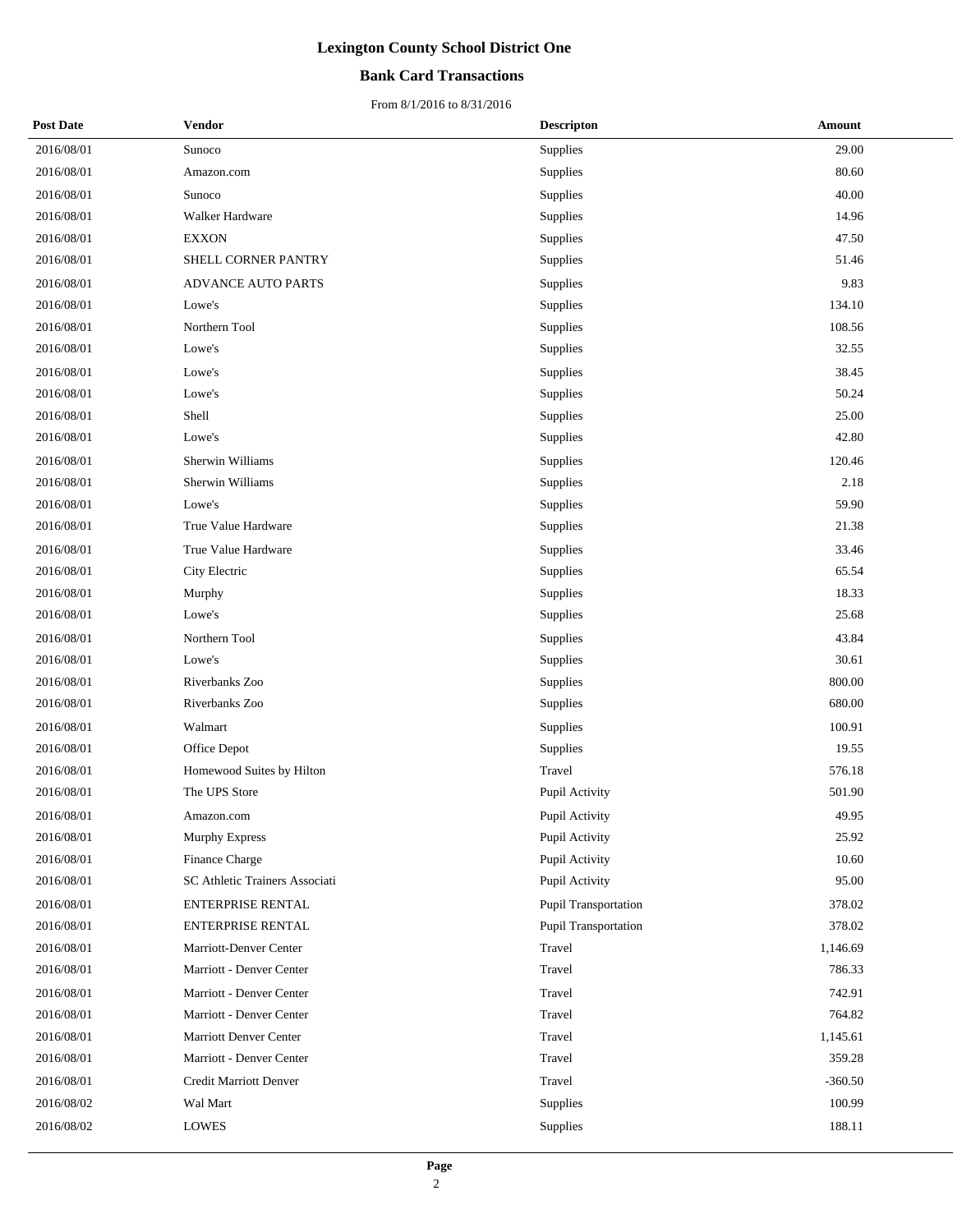# Lexington County School District One

## Bank Card Transactions

From 8/1/2016 to 8/31/2016

| Post Date | Vendor | Descripton | Amount |
|---|---|---|---|
| 2016/08/01 | Sunoco | Supplies | 29.00 |
| 2016/08/01 | Amazon.com | Supplies | 80.60 |
| 2016/08/01 | Sunoco | Supplies | 40.00 |
| 2016/08/01 | Walker Hardware | Supplies | 14.96 |
| 2016/08/01 | EXXON | Supplies | 47.50 |
| 2016/08/01 | SHELL CORNER PANTRY | Supplies | 51.46 |
| 2016/08/01 | ADVANCE AUTO PARTS | Supplies | 9.83 |
| 2016/08/01 | Lowe's | Supplies | 134.10 |
| 2016/08/01 | Northern Tool | Supplies | 108.56 |
| 2016/08/01 | Lowe's | Supplies | 32.55 |
| 2016/08/01 | Lowe's | Supplies | 38.45 |
| 2016/08/01 | Lowe's | Supplies | 50.24 |
| 2016/08/01 | Shell | Supplies | 25.00 |
| 2016/08/01 | Lowe's | Supplies | 42.80 |
| 2016/08/01 | Sherwin Williams | Supplies | 120.46 |
| 2016/08/01 | Sherwin Williams | Supplies | 2.18 |
| 2016/08/01 | Lowe's | Supplies | 59.90 |
| 2016/08/01 | True Value Hardware | Supplies | 21.38 |
| 2016/08/01 | True Value Hardware | Supplies | 33.46 |
| 2016/08/01 | City Electric | Supplies | 65.54 |
| 2016/08/01 | Murphy | Supplies | 18.33 |
| 2016/08/01 | Lowe's | Supplies | 25.68 |
| 2016/08/01 | Northern Tool | Supplies | 43.84 |
| 2016/08/01 | Lowe's | Supplies | 30.61 |
| 2016/08/01 | Riverbanks Zoo | Supplies | 800.00 |
| 2016/08/01 | Riverbanks Zoo | Supplies | 680.00 |
| 2016/08/01 | Walmart | Supplies | 100.91 |
| 2016/08/01 | Office Depot | Supplies | 19.55 |
| 2016/08/01 | Homewood Suites by Hilton | Travel | 576.18 |
| 2016/08/01 | The UPS Store | Pupil Activity | 501.90 |
| 2016/08/01 | Amazon.com | Pupil Activity | 49.95 |
| 2016/08/01 | Murphy Express | Pupil Activity | 25.92 |
| 2016/08/01 | Finance Charge | Pupil Activity | 10.60 |
| 2016/08/01 | SC Athletic Trainers Associati | Pupil Activity | 95.00 |
| 2016/08/01 | ENTERPRISE RENTAL | Pupil Transportation | 378.02 |
| 2016/08/01 | ENTERPRISE RENTAL | Pupil Transportation | 378.02 |
| 2016/08/01 | Marriott-Denver Center | Travel | 1,146.69 |
| 2016/08/01 | Marriott - Denver Center | Travel | 786.33 |
| 2016/08/01 | Marriott - Denver Center | Travel | 742.91 |
| 2016/08/01 | Marriott - Denver Center | Travel | 764.82 |
| 2016/08/01 | Marriott Denver Center | Travel | 1,145.61 |
| 2016/08/01 | Marriott - Denver Center | Travel | 359.28 |
| 2016/08/01 | Credit Marriott Denver | Travel | -360.50 |
| 2016/08/02 | Wal Mart | Supplies | 100.99 |
| 2016/08/02 | LOWES | Supplies | 188.11 |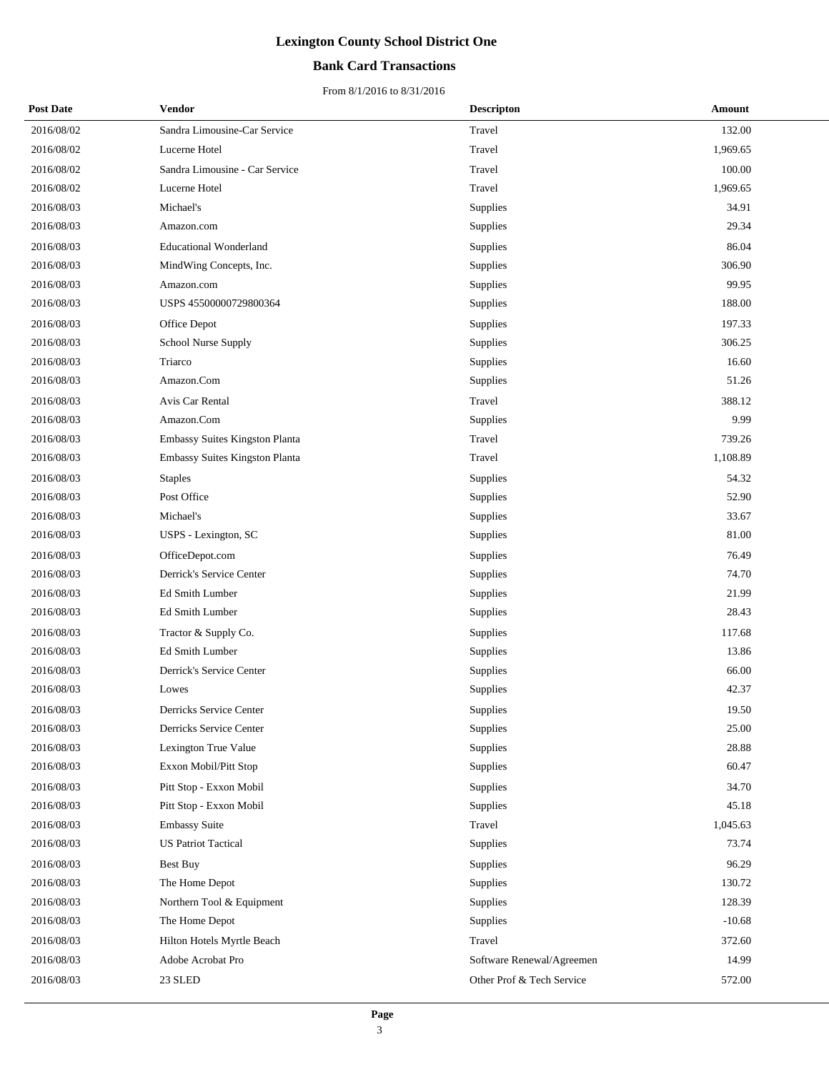# Lexington County School District One

## Bank Card Transactions

From 8/1/2016 to 8/31/2016

| Post Date | Vendor | Descripton | Amount |
|---|---|---|---|
| 2016/08/02 | Sandra Limousine-Car Service | Travel | 132.00 |
| 2016/08/02 | Lucerne Hotel | Travel | 1,969.65 |
| 2016/08/02 | Sandra Limousine - Car Service | Travel | 100.00 |
| 2016/08/02 | Lucerne Hotel | Travel | 1,969.65 |
| 2016/08/03 | Michael's | Supplies | 34.91 |
| 2016/08/03 | Amazon.com | Supplies | 29.34 |
| 2016/08/03 | Educational Wonderland | Supplies | 86.04 |
| 2016/08/03 | MindWing Concepts, Inc. | Supplies | 306.90 |
| 2016/08/03 | Amazon.com | Supplies | 99.95 |
| 2016/08/03 | USPS 45500000729800364 | Supplies | 188.00 |
| 2016/08/03 | Office Depot | Supplies | 197.33 |
| 2016/08/03 | School Nurse Supply | Supplies | 306.25 |
| 2016/08/03 | Triarco | Supplies | 16.60 |
| 2016/08/03 | Amazon.Com | Supplies | 51.26 |
| 2016/08/03 | Avis Car Rental | Travel | 388.12 |
| 2016/08/03 | Amazon.Com | Supplies | 9.99 |
| 2016/08/03 | Embassy Suites Kingston Planta | Travel | 739.26 |
| 2016/08/03 | Embassy Suites Kingston Planta | Travel | 1,108.89 |
| 2016/08/03 | Staples | Supplies | 54.32 |
| 2016/08/03 | Post Office | Supplies | 52.90 |
| 2016/08/03 | Michael's | Supplies | 33.67 |
| 2016/08/03 | USPS - Lexington, SC | Supplies | 81.00 |
| 2016/08/03 | OfficeDepot.com | Supplies | 76.49 |
| 2016/08/03 | Derrick's Service Center | Supplies | 74.70 |
| 2016/08/03 | Ed Smith Lumber | Supplies | 21.99 |
| 2016/08/03 | Ed Smith Lumber | Supplies | 28.43 |
| 2016/08/03 | Tractor & Supply Co. | Supplies | 117.68 |
| 2016/08/03 | Ed Smith Lumber | Supplies | 13.86 |
| 2016/08/03 | Derrick's Service Center | Supplies | 66.00 |
| 2016/08/03 | Lowes | Supplies | 42.37 |
| 2016/08/03 | Derricks Service Center | Supplies | 19.50 |
| 2016/08/03 | Derricks Service Center | Supplies | 25.00 |
| 2016/08/03 | Lexington True Value | Supplies | 28.88 |
| 2016/08/03 | Exxon Mobil/Pitt Stop | Supplies | 60.47 |
| 2016/08/03 | Pitt Stop - Exxon Mobil | Supplies | 34.70 |
| 2016/08/03 | Pitt Stop - Exxon Mobil | Supplies | 45.18 |
| 2016/08/03 | Embassy Suite | Travel | 1,045.63 |
| 2016/08/03 | US Patriot Tactical | Supplies | 73.74 |
| 2016/08/03 | Best Buy | Supplies | 96.29 |
| 2016/08/03 | The Home Depot | Supplies | 130.72 |
| 2016/08/03 | Northern Tool & Equipment | Supplies | 128.39 |
| 2016/08/03 | The Home Depot | Supplies | -10.68 |
| 2016/08/03 | Hilton Hotels Myrtle Beach | Travel | 372.60 |
| 2016/08/03 | Adobe Acrobat Pro | Software Renewal/Agreemen | 14.99 |
| 2016/08/03 | 23 SLED | Other Prof & Tech Service | 572.00 |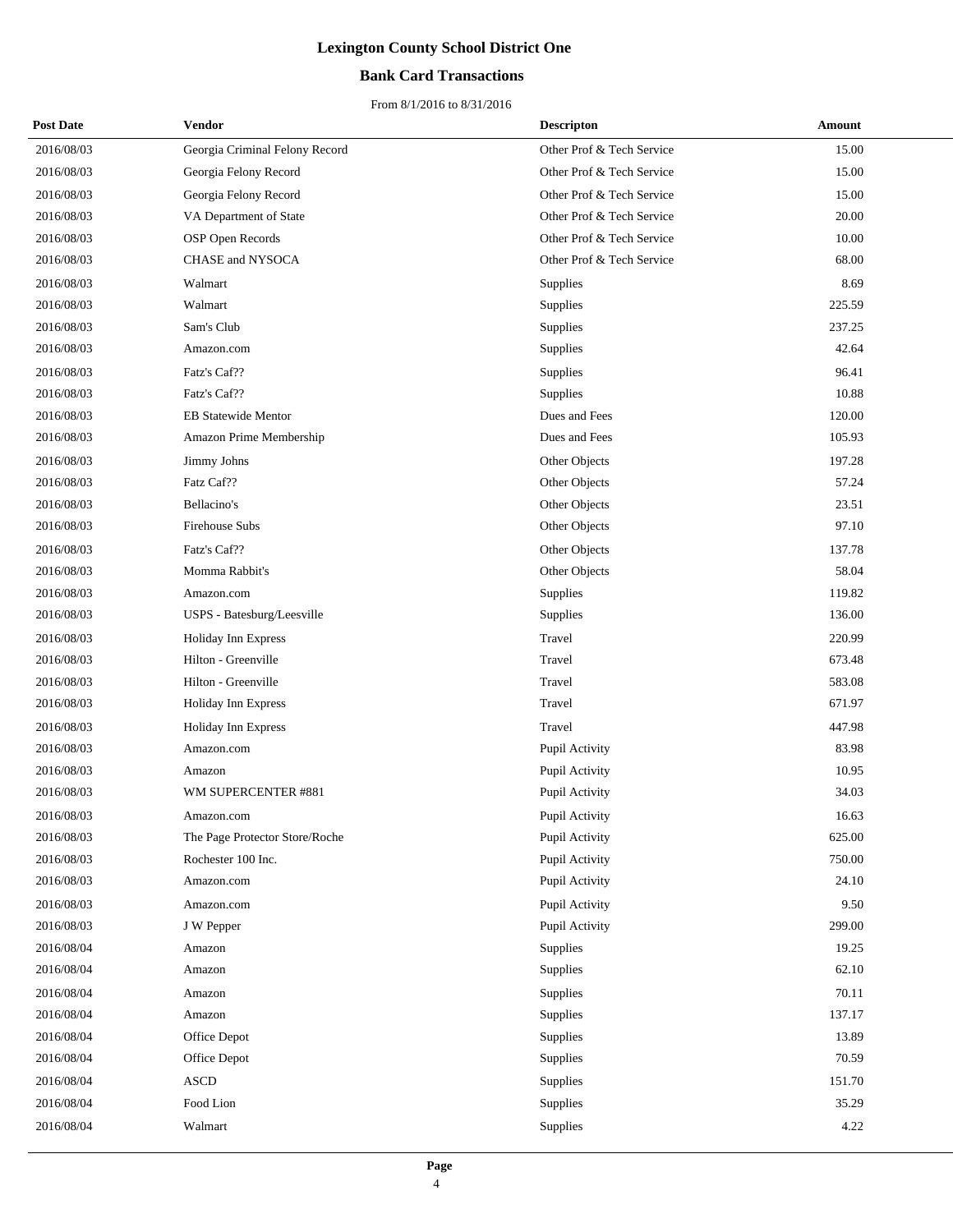# Lexington County School District One

## Bank Card Transactions

From 8/1/2016 to 8/31/2016

| Post Date | Vendor | Descripton | Amount |
|---|---|---|---|
| 2016/08/03 | Georgia Criminal Felony Record | Other Prof & Tech Service | 15.00 |
| 2016/08/03 | Georgia Felony Record | Other Prof & Tech Service | 15.00 |
| 2016/08/03 | Georgia Felony Record | Other Prof & Tech Service | 15.00 |
| 2016/08/03 | VA Department of State | Other Prof & Tech Service | 20.00 |
| 2016/08/03 | OSP Open Records | Other Prof & Tech Service | 10.00 |
| 2016/08/03 | CHASE and NYSOCA | Other Prof & Tech Service | 68.00 |
| 2016/08/03 | Walmart | Supplies | 8.69 |
| 2016/08/03 | Walmart | Supplies | 225.59 |
| 2016/08/03 | Sam's Club | Supplies | 237.25 |
| 2016/08/03 | Amazon.com | Supplies | 42.64 |
| 2016/08/03 | Fatz's Caf?? | Supplies | 96.41 |
| 2016/08/03 | Fatz's Caf?? | Supplies | 10.88 |
| 2016/08/03 | EB Statewide Mentor | Dues and Fees | 120.00 |
| 2016/08/03 | Amazon Prime Membership | Dues and Fees | 105.93 |
| 2016/08/03 | Jimmy Johns | Other Objects | 197.28 |
| 2016/08/03 | Fatz Caf?? | Other Objects | 57.24 |
| 2016/08/03 | Bellacino's | Other Objects | 23.51 |
| 2016/08/03 | Firehouse Subs | Other Objects | 97.10 |
| 2016/08/03 | Fatz's Caf?? | Other Objects | 137.78 |
| 2016/08/03 | Momma Rabbit's | Other Objects | 58.04 |
| 2016/08/03 | Amazon.com | Supplies | 119.82 |
| 2016/08/03 | USPS - Batesburg/Leesville | Supplies | 136.00 |
| 2016/08/03 | Holiday Inn Express | Travel | 220.99 |
| 2016/08/03 | Hilton - Greenville | Travel | 673.48 |
| 2016/08/03 | Hilton - Greenville | Travel | 583.08 |
| 2016/08/03 | Holiday Inn Express | Travel | 671.97 |
| 2016/08/03 | Holiday Inn Express | Travel | 447.98 |
| 2016/08/03 | Amazon.com | Pupil Activity | 83.98 |
| 2016/08/03 | Amazon | Pupil Activity | 10.95 |
| 2016/08/03 | WM SUPERCENTER #881 | Pupil Activity | 34.03 |
| 2016/08/03 | Amazon.com | Pupil Activity | 16.63 |
| 2016/08/03 | The Page Protector Store/Roche | Pupil Activity | 625.00 |
| 2016/08/03 | Rochester 100 Inc. | Pupil Activity | 750.00 |
| 2016/08/03 | Amazon.com | Pupil Activity | 24.10 |
| 2016/08/03 | Amazon.com | Pupil Activity | 9.50 |
| 2016/08/03 | J W Pepper | Pupil Activity | 299.00 |
| 2016/08/04 | Amazon | Supplies | 19.25 |
| 2016/08/04 | Amazon | Supplies | 62.10 |
| 2016/08/04 | Amazon | Supplies | 70.11 |
| 2016/08/04 | Amazon | Supplies | 137.17 |
| 2016/08/04 | Office Depot | Supplies | 13.89 |
| 2016/08/04 | Office Depot | Supplies | 70.59 |
| 2016/08/04 | ASCD | Supplies | 151.70 |
| 2016/08/04 | Food Lion | Supplies | 35.29 |
| 2016/08/04 | Walmart | Supplies | 4.22 |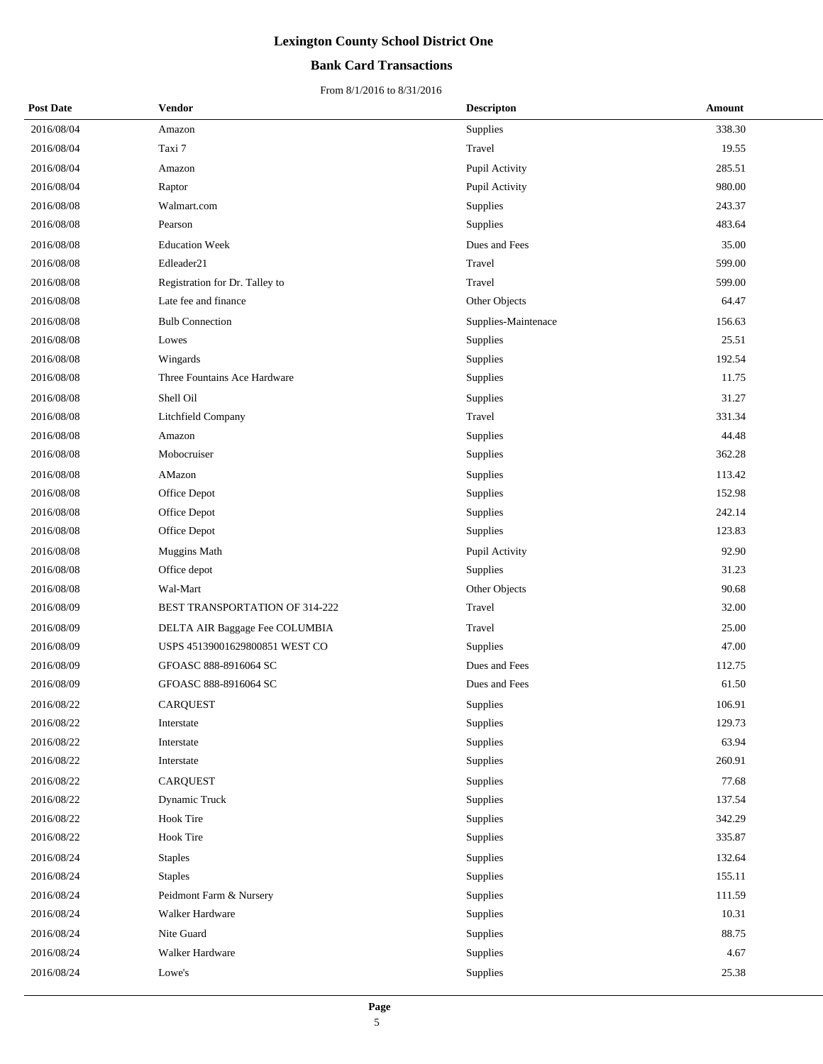# Lexington County School District One

## Bank Card Transactions

From 8/1/2016 to 8/31/2016

| Post Date | Vendor | Descripton | Amount |
|---|---|---|---|
| 2016/08/04 | Amazon | Supplies | 338.30 |
| 2016/08/04 | Taxi 7 | Travel | 19.55 |
| 2016/08/04 | Amazon | Pupil Activity | 285.51 |
| 2016/08/04 | Raptor | Pupil Activity | 980.00 |
| 2016/08/08 | Walmart.com | Supplies | 243.37 |
| 2016/08/08 | Pearson | Supplies | 483.64 |
| 2016/08/08 | Education Week | Dues and Fees | 35.00 |
| 2016/08/08 | Edleader21 | Travel | 599.00 |
| 2016/08/08 | Registration for Dr. Talley to | Travel | 599.00 |
| 2016/08/08 | Late fee and finance | Other Objects | 64.47 |
| 2016/08/08 | Bulb Connection | Supplies-Maintenace | 156.63 |
| 2016/08/08 | Lowes | Supplies | 25.51 |
| 2016/08/08 | Wingards | Supplies | 192.54 |
| 2016/08/08 | Three Fountains Ace Hardware | Supplies | 11.75 |
| 2016/08/08 | Shell Oil | Supplies | 31.27 |
| 2016/08/08 | Litchfield Company | Travel | 331.34 |
| 2016/08/08 | Amazon | Supplies | 44.48 |
| 2016/08/08 | Mobocruiser | Supplies | 362.28 |
| 2016/08/08 | AMazon | Supplies | 113.42 |
| 2016/08/08 | Office Depot | Supplies | 152.98 |
| 2016/08/08 | Office Depot | Supplies | 242.14 |
| 2016/08/08 | Office Depot | Supplies | 123.83 |
| 2016/08/08 | Muggins Math | Pupil Activity | 92.90 |
| 2016/08/08 | Office depot | Supplies | 31.23 |
| 2016/08/08 | Wal-Mart | Other Objects | 90.68 |
| 2016/08/09 | BEST TRANSPORTATION OF 314-222 | Travel | 32.00 |
| 2016/08/09 | DELTA AIR Baggage Fee COLUMBIA | Travel | 25.00 |
| 2016/08/09 | USPS 45139001629800851 WEST CO | Supplies | 47.00 |
| 2016/08/09 | GFOASC 888-8916064 SC | Dues and Fees | 112.75 |
| 2016/08/09 | GFOASC 888-8916064 SC | Dues and Fees | 61.50 |
| 2016/08/22 | CARQUEST | Supplies | 106.91 |
| 2016/08/22 | Interstate | Supplies | 129.73 |
| 2016/08/22 | Interstate | Supplies | 63.94 |
| 2016/08/22 | Interstate | Supplies | 260.91 |
| 2016/08/22 | CARQUEST | Supplies | 77.68 |
| 2016/08/22 | Dynamic Truck | Supplies | 137.54 |
| 2016/08/22 | Hook Tire | Supplies | 342.29 |
| 2016/08/22 | Hook Tire | Supplies | 335.87 |
| 2016/08/24 | Staples | Supplies | 132.64 |
| 2016/08/24 | Staples | Supplies | 155.11 |
| 2016/08/24 | Peidmont Farm & Nursery | Supplies | 111.59 |
| 2016/08/24 | Walker Hardware | Supplies | 10.31 |
| 2016/08/24 | Nite Guard | Supplies | 88.75 |
| 2016/08/24 | Walker Hardware | Supplies | 4.67 |
| 2016/08/24 | Lowe's | Supplies | 25.38 |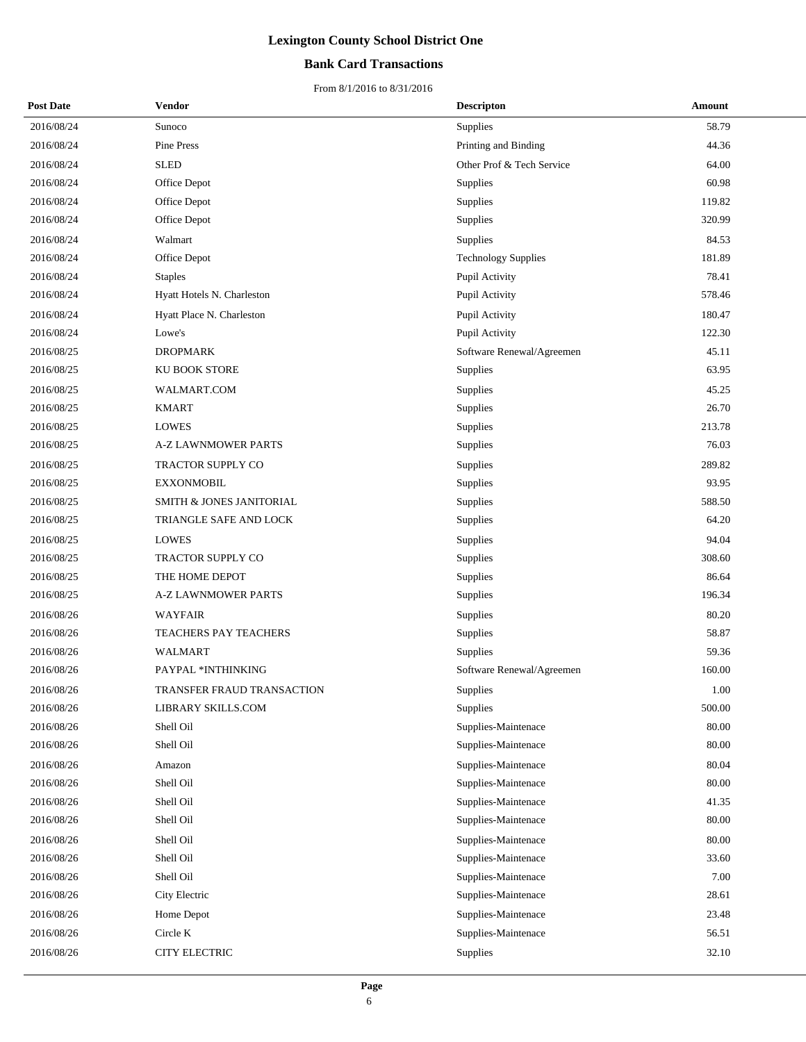# Lexington County School District One

## Bank Card Transactions

From 8/1/2016 to 8/31/2016

| Post Date | Vendor | Descripton | Amount |
|---|---|---|---|
| 2016/08/24 | Sunoco | Supplies | 58.79 |
| 2016/08/24 | Pine Press | Printing and Binding | 44.36 |
| 2016/08/24 | SLED | Other Prof & Tech Service | 64.00 |
| 2016/08/24 | Office Depot | Supplies | 60.98 |
| 2016/08/24 | Office Depot | Supplies | 119.82 |
| 2016/08/24 | Office Depot | Supplies | 320.99 |
| 2016/08/24 | Walmart | Supplies | 84.53 |
| 2016/08/24 | Office Depot | Technology Supplies | 181.89 |
| 2016/08/24 | Staples | Pupil Activity | 78.41 |
| 2016/08/24 | Hyatt Hotels N. Charleston | Pupil Activity | 578.46 |
| 2016/08/24 | Hyatt Place N. Charleston | Pupil Activity | 180.47 |
| 2016/08/24 | Lowe's | Pupil Activity | 122.30 |
| 2016/08/25 | DROPMARK | Software Renewal/Agreemen | 45.11 |
| 2016/08/25 | KU BOOK STORE | Supplies | 63.95 |
| 2016/08/25 | WALMART.COM | Supplies | 45.25 |
| 2016/08/25 | KMART | Supplies | 26.70 |
| 2016/08/25 | LOWES | Supplies | 213.78 |
| 2016/08/25 | A-Z LAWNMOWER PARTS | Supplies | 76.03 |
| 2016/08/25 | TRACTOR SUPPLY CO | Supplies | 289.82 |
| 2016/08/25 | EXXONMOBIL | Supplies | 93.95 |
| 2016/08/25 | SMITH & JONES JANITORIAL | Supplies | 588.50 |
| 2016/08/25 | TRIANGLE SAFE AND LOCK | Supplies | 64.20 |
| 2016/08/25 | LOWES | Supplies | 94.04 |
| 2016/08/25 | TRACTOR SUPPLY CO | Supplies | 308.60 |
| 2016/08/25 | THE HOME DEPOT | Supplies | 86.64 |
| 2016/08/25 | A-Z LAWNMOWER PARTS | Supplies | 196.34 |
| 2016/08/26 | WAYFAIR | Supplies | 80.20 |
| 2016/08/26 | TEACHERS PAY TEACHERS | Supplies | 58.87 |
| 2016/08/26 | WALMART | Supplies | 59.36 |
| 2016/08/26 | PAYPAL *INTHINKING | Software Renewal/Agreemen | 160.00 |
| 2016/08/26 | TRANSFER FRAUD TRANSACTION | Supplies | 1.00 |
| 2016/08/26 | LIBRARY SKILLS.COM | Supplies | 500.00 |
| 2016/08/26 | Shell Oil | Supplies-Maintenace | 80.00 |
| 2016/08/26 | Shell Oil | Supplies-Maintenace | 80.00 |
| 2016/08/26 | Amazon | Supplies-Maintenace | 80.04 |
| 2016/08/26 | Shell Oil | Supplies-Maintenace | 80.00 |
| 2016/08/26 | Shell Oil | Supplies-Maintenace | 41.35 |
| 2016/08/26 | Shell Oil | Supplies-Maintenace | 80.00 |
| 2016/08/26 | Shell Oil | Supplies-Maintenace | 80.00 |
| 2016/08/26 | Shell Oil | Supplies-Maintenace | 33.60 |
| 2016/08/26 | Shell Oil | Supplies-Maintenace | 7.00 |
| 2016/08/26 | City Electric | Supplies-Maintenace | 28.61 |
| 2016/08/26 | Home Depot | Supplies-Maintenace | 23.48 |
| 2016/08/26 | Circle K | Supplies-Maintenace | 56.51 |
| 2016/08/26 | CITY ELECTRIC | Supplies | 32.10 |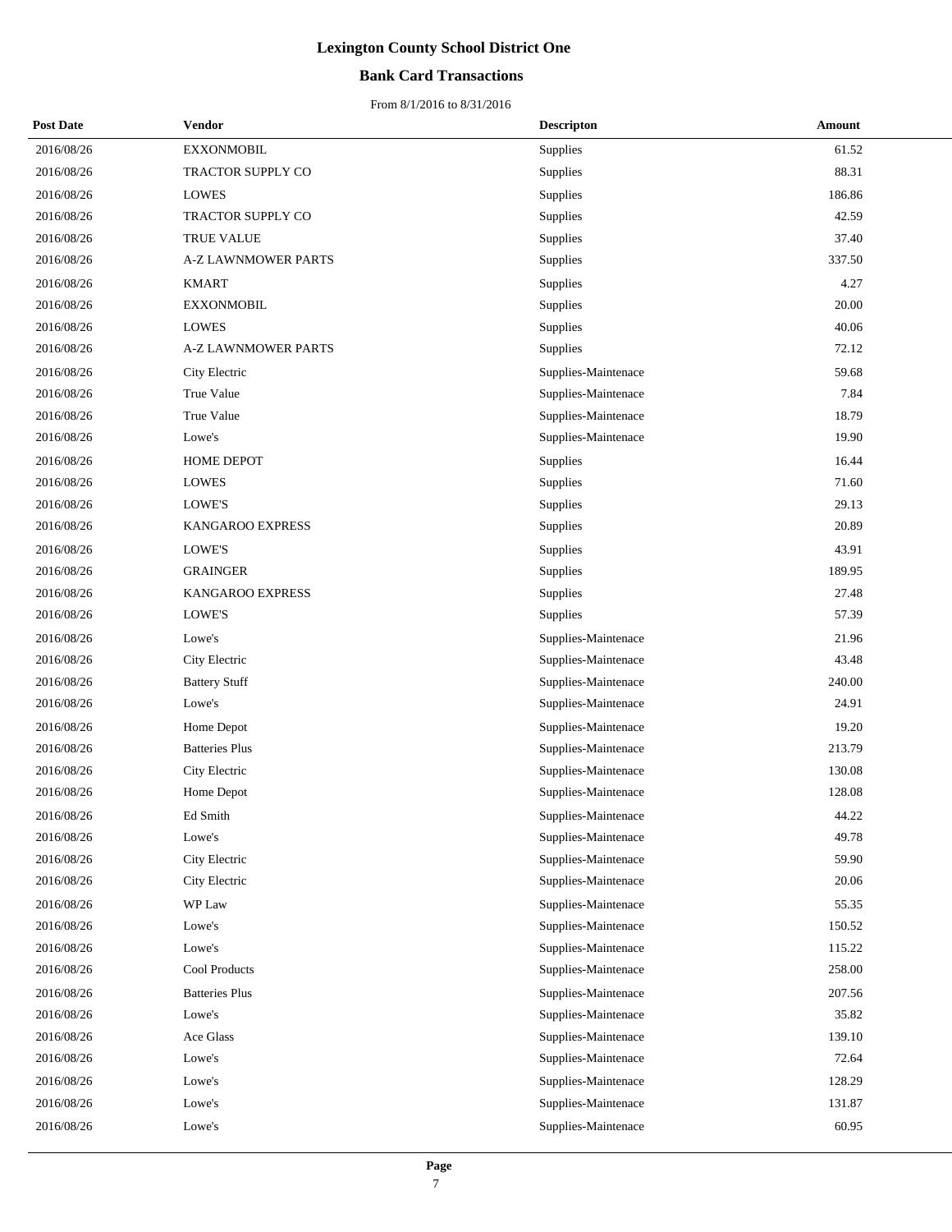# Lexington County School District One

## Bank Card Transactions

From 8/1/2016 to 8/31/2016

| Post Date | Vendor | Descripton | Amount |
|---|---|---|---|
| 2016/08/26 | EXXONMOBIL | Supplies | 61.52 |
| 2016/08/26 | TRACTOR SUPPLY CO | Supplies | 88.31 |
| 2016/08/26 | LOWES | Supplies | 186.86 |
| 2016/08/26 | TRACTOR SUPPLY CO | Supplies | 42.59 |
| 2016/08/26 | TRUE VALUE | Supplies | 37.40 |
| 2016/08/26 | A-Z LAWNMOWER PARTS | Supplies | 337.50 |
| 2016/08/26 | KMART | Supplies | 4.27 |
| 2016/08/26 | EXXONMOBIL | Supplies | 20.00 |
| 2016/08/26 | LOWES | Supplies | 40.06 |
| 2016/08/26 | A-Z LAWNMOWER PARTS | Supplies | 72.12 |
| 2016/08/26 | City Electric | Supplies-Maintenace | 59.68 |
| 2016/08/26 | True Value | Supplies-Maintenace | 7.84 |
| 2016/08/26 | True Value | Supplies-Maintenace | 18.79 |
| 2016/08/26 | Lowe's | Supplies-Maintenace | 19.90 |
| 2016/08/26 | HOME DEPOT | Supplies | 16.44 |
| 2016/08/26 | LOWES | Supplies | 71.60 |
| 2016/08/26 | LOWE'S | Supplies | 29.13 |
| 2016/08/26 | KANGAROO EXPRESS | Supplies | 20.89 |
| 2016/08/26 | LOWE'S | Supplies | 43.91 |
| 2016/08/26 | GRAINGER | Supplies | 189.95 |
| 2016/08/26 | KANGAROO EXPRESS | Supplies | 27.48 |
| 2016/08/26 | LOWE'S | Supplies | 57.39 |
| 2016/08/26 | Lowe's | Supplies-Maintenace | 21.96 |
| 2016/08/26 | City Electric | Supplies-Maintenace | 43.48 |
| 2016/08/26 | Battery Stuff | Supplies-Maintenace | 240.00 |
| 2016/08/26 | Lowe's | Supplies-Maintenace | 24.91 |
| 2016/08/26 | Home Depot | Supplies-Maintenace | 19.20 |
| 2016/08/26 | Batteries Plus | Supplies-Maintenace | 213.79 |
| 2016/08/26 | City Electric | Supplies-Maintenace | 130.08 |
| 2016/08/26 | Home Depot | Supplies-Maintenace | 128.08 |
| 2016/08/26 | Ed Smith | Supplies-Maintenace | 44.22 |
| 2016/08/26 | Lowe's | Supplies-Maintenace | 49.78 |
| 2016/08/26 | City Electric | Supplies-Maintenace | 59.90 |
| 2016/08/26 | City Electric | Supplies-Maintenace | 20.06 |
| 2016/08/26 | WP Law | Supplies-Maintenace | 55.35 |
| 2016/08/26 | Lowe's | Supplies-Maintenace | 150.52 |
| 2016/08/26 | Lowe's | Supplies-Maintenace | 115.22 |
| 2016/08/26 | Cool Products | Supplies-Maintenace | 258.00 |
| 2016/08/26 | Batteries Plus | Supplies-Maintenace | 207.56 |
| 2016/08/26 | Lowe's | Supplies-Maintenace | 35.82 |
| 2016/08/26 | Ace Glass | Supplies-Maintenace | 139.10 |
| 2016/08/26 | Lowe's | Supplies-Maintenace | 72.64 |
| 2016/08/26 | Lowe's | Supplies-Maintenace | 128.29 |
| 2016/08/26 | Lowe's | Supplies-Maintenace | 131.87 |
| 2016/08/26 | Lowe's | Supplies-Maintenace | 60.95 |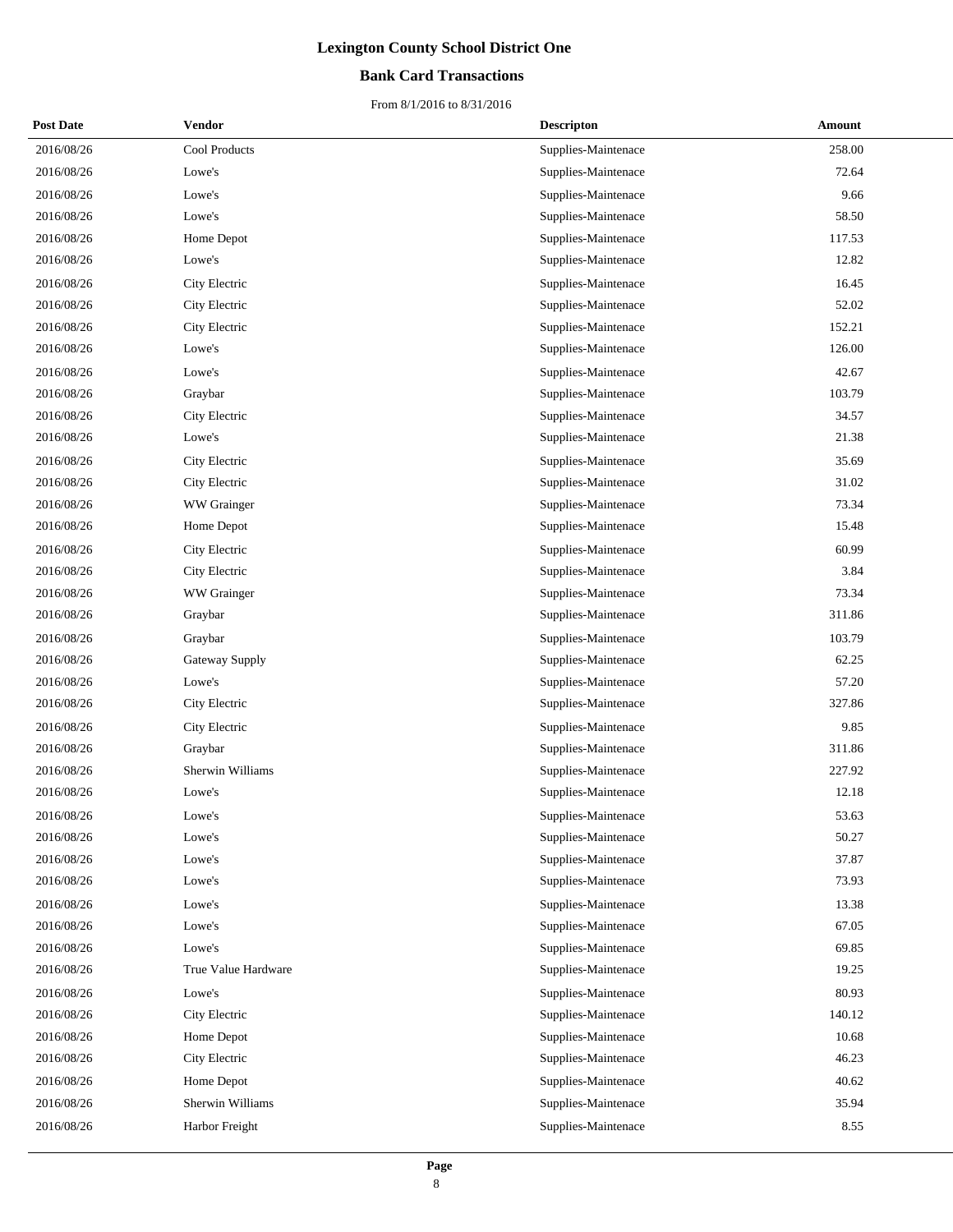# Lexington County School District One

## Bank Card Transactions

From 8/1/2016 to 8/31/2016

| Post Date | Vendor | Descripton | Amount |
|---|---|---|---|
| 2016/08/26 | Cool Products | Supplies-Maintenace | 258.00 |
| 2016/08/26 | Lowe's | Supplies-Maintenace | 72.64 |
| 2016/08/26 | Lowe's | Supplies-Maintenace | 9.66 |
| 2016/08/26 | Lowe's | Supplies-Maintenace | 58.50 |
| 2016/08/26 | Home Depot | Supplies-Maintenace | 117.53 |
| 2016/08/26 | Lowe's | Supplies-Maintenace | 12.82 |
| 2016/08/26 | City Electric | Supplies-Maintenace | 16.45 |
| 2016/08/26 | City Electric | Supplies-Maintenace | 52.02 |
| 2016/08/26 | City Electric | Supplies-Maintenace | 152.21 |
| 2016/08/26 | Lowe's | Supplies-Maintenace | 126.00 |
| 2016/08/26 | Lowe's | Supplies-Maintenace | 42.67 |
| 2016/08/26 | Graybar | Supplies-Maintenace | 103.79 |
| 2016/08/26 | City Electric | Supplies-Maintenace | 34.57 |
| 2016/08/26 | Lowe's | Supplies-Maintenace | 21.38 |
| 2016/08/26 | City Electric | Supplies-Maintenace | 35.69 |
| 2016/08/26 | City Electric | Supplies-Maintenace | 31.02 |
| 2016/08/26 | WW Grainger | Supplies-Maintenace | 73.34 |
| 2016/08/26 | Home Depot | Supplies-Maintenace | 15.48 |
| 2016/08/26 | City Electric | Supplies-Maintenace | 60.99 |
| 2016/08/26 | City Electric | Supplies-Maintenace | 3.84 |
| 2016/08/26 | WW Grainger | Supplies-Maintenace | 73.34 |
| 2016/08/26 | Graybar | Supplies-Maintenace | 311.86 |
| 2016/08/26 | Graybar | Supplies-Maintenace | 103.79 |
| 2016/08/26 | Gateway Supply | Supplies-Maintenace | 62.25 |
| 2016/08/26 | Lowe's | Supplies-Maintenace | 57.20 |
| 2016/08/26 | City Electric | Supplies-Maintenace | 327.86 |
| 2016/08/26 | City Electric | Supplies-Maintenace | 9.85 |
| 2016/08/26 | Graybar | Supplies-Maintenace | 311.86 |
| 2016/08/26 | Sherwin Williams | Supplies-Maintenace | 227.92 |
| 2016/08/26 | Lowe's | Supplies-Maintenace | 12.18 |
| 2016/08/26 | Lowe's | Supplies-Maintenace | 53.63 |
| 2016/08/26 | Lowe's | Supplies-Maintenace | 50.27 |
| 2016/08/26 | Lowe's | Supplies-Maintenace | 37.87 |
| 2016/08/26 | Lowe's | Supplies-Maintenace | 73.93 |
| 2016/08/26 | Lowe's | Supplies-Maintenace | 13.38 |
| 2016/08/26 | Lowe's | Supplies-Maintenace | 67.05 |
| 2016/08/26 | Lowe's | Supplies-Maintenace | 69.85 |
| 2016/08/26 | True Value Hardware | Supplies-Maintenace | 19.25 |
| 2016/08/26 | Lowe's | Supplies-Maintenace | 80.93 |
| 2016/08/26 | City Electric | Supplies-Maintenace | 140.12 |
| 2016/08/26 | Home Depot | Supplies-Maintenace | 10.68 |
| 2016/08/26 | City Electric | Supplies-Maintenace | 46.23 |
| 2016/08/26 | Home Depot | Supplies-Maintenace | 40.62 |
| 2016/08/26 | Sherwin Williams | Supplies-Maintenace | 35.94 |
| 2016/08/26 | Harbor Freight | Supplies-Maintenace | 8.55 |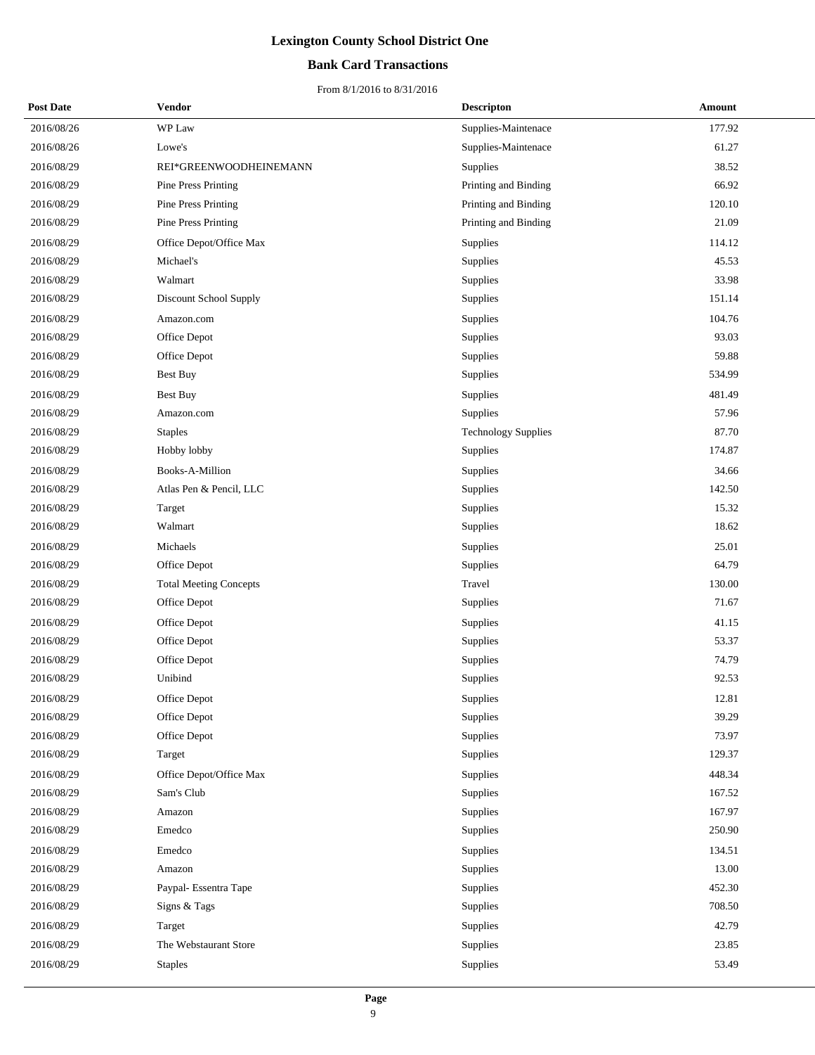# Lexington County School District One

## Bank Card Transactions

From 8/1/2016 to 8/31/2016

| Post Date | Vendor | Descripton | Amount |
|---|---|---|---|
| 2016/08/26 | WP Law | Supplies-Maintenace | 177.92 |
| 2016/08/26 | Lowe's | Supplies-Maintenace | 61.27 |
| 2016/08/29 | REI*GREENWOODHEINEMANN | Supplies | 38.52 |
| 2016/08/29 | Pine Press Printing | Printing and Binding | 66.92 |
| 2016/08/29 | Pine Press Printing | Printing and Binding | 120.10 |
| 2016/08/29 | Pine Press Printing | Printing and Binding | 21.09 |
| 2016/08/29 | Office Depot/Office Max | Supplies | 114.12 |
| 2016/08/29 | Michael's | Supplies | 45.53 |
| 2016/08/29 | Walmart | Supplies | 33.98 |
| 2016/08/29 | Discount School Supply | Supplies | 151.14 |
| 2016/08/29 | Amazon.com | Supplies | 104.76 |
| 2016/08/29 | Office Depot | Supplies | 93.03 |
| 2016/08/29 | Office Depot | Supplies | 59.88 |
| 2016/08/29 | Best Buy | Supplies | 534.99 |
| 2016/08/29 | Best Buy | Supplies | 481.49 |
| 2016/08/29 | Amazon.com | Supplies | 57.96 |
| 2016/08/29 | Staples | Technology Supplies | 87.70 |
| 2016/08/29 | Hobby lobby | Supplies | 174.87 |
| 2016/08/29 | Books-A-Million | Supplies | 34.66 |
| 2016/08/29 | Atlas Pen & Pencil, LLC | Supplies | 142.50 |
| 2016/08/29 | Target | Supplies | 15.32 |
| 2016/08/29 | Walmart | Supplies | 18.62 |
| 2016/08/29 | Michaels | Supplies | 25.01 |
| 2016/08/29 | Office Depot | Supplies | 64.79 |
| 2016/08/29 | Total Meeting Concepts | Travel | 130.00 |
| 2016/08/29 | Office Depot | Supplies | 71.67 |
| 2016/08/29 | Office Depot | Supplies | 41.15 |
| 2016/08/29 | Office Depot | Supplies | 53.37 |
| 2016/08/29 | Office Depot | Supplies | 74.79 |
| 2016/08/29 | Unibind | Supplies | 92.53 |
| 2016/08/29 | Office Depot | Supplies | 12.81 |
| 2016/08/29 | Office Depot | Supplies | 39.29 |
| 2016/08/29 | Office Depot | Supplies | 73.97 |
| 2016/08/29 | Target | Supplies | 129.37 |
| 2016/08/29 | Office Depot/Office Max | Supplies | 448.34 |
| 2016/08/29 | Sam's Club | Supplies | 167.52 |
| 2016/08/29 | Amazon | Supplies | 167.97 |
| 2016/08/29 | Emedco | Supplies | 250.90 |
| 2016/08/29 | Emedco | Supplies | 134.51 |
| 2016/08/29 | Amazon | Supplies | 13.00 |
| 2016/08/29 | Paypal- Essentra Tape | Supplies | 452.30 |
| 2016/08/29 | Signs & Tags | Supplies | 708.50 |
| 2016/08/29 | Target | Supplies | 42.79 |
| 2016/08/29 | The Webstaurant Store | Supplies | 23.85 |
| 2016/08/29 | Staples | Supplies | 53.49 |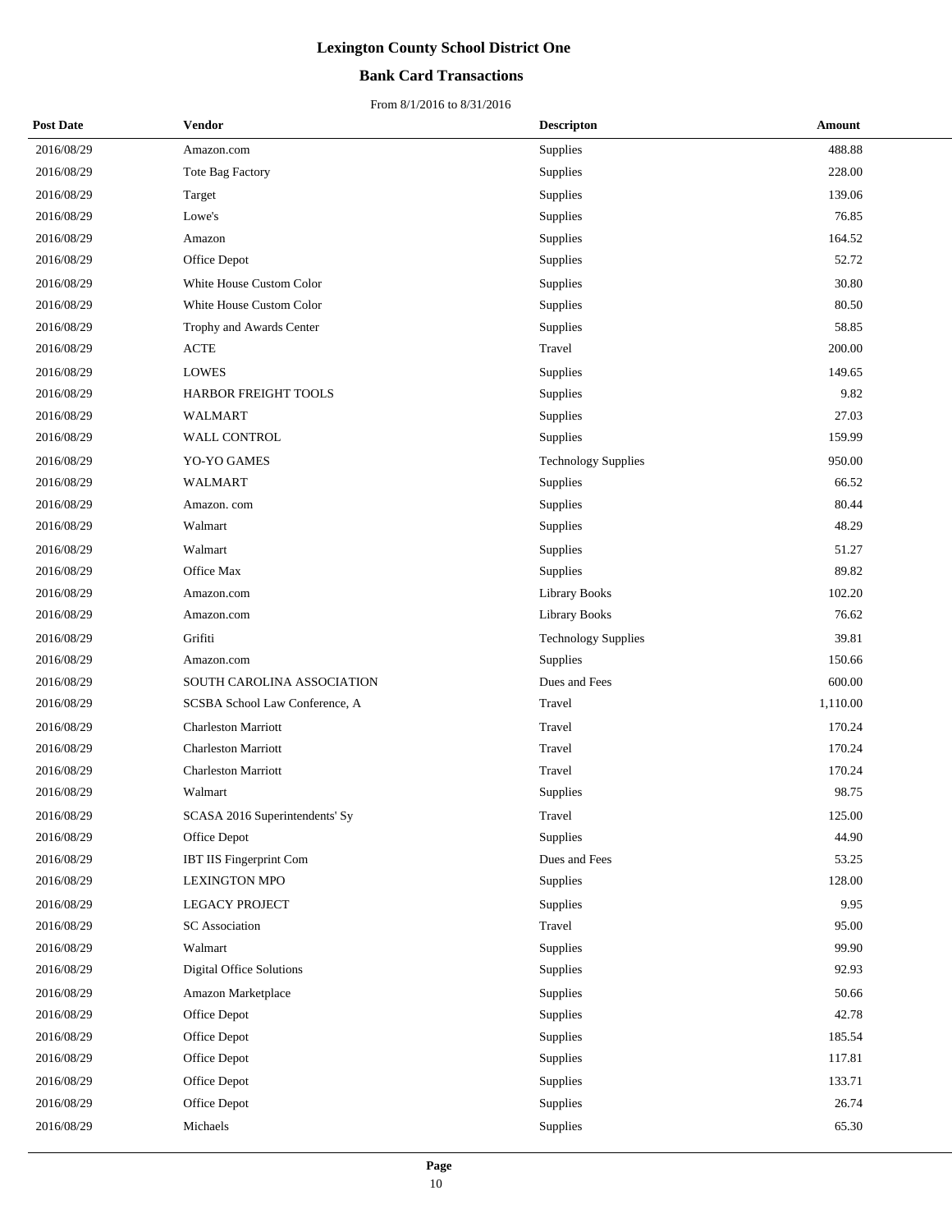# Lexington County School District One

## Bank Card Transactions

From 8/1/2016 to 8/31/2016

| Post Date | Vendor | Descripton | Amount |
|---|---|---|---|
| 2016/08/29 | Amazon.com | Supplies | 488.88 |
| 2016/08/29 | Tote Bag Factory | Supplies | 228.00 |
| 2016/08/29 | Target | Supplies | 139.06 |
| 2016/08/29 | Lowe's | Supplies | 76.85 |
| 2016/08/29 | Amazon | Supplies | 164.52 |
| 2016/08/29 | Office Depot | Supplies | 52.72 |
| 2016/08/29 | White House Custom Color | Supplies | 30.80 |
| 2016/08/29 | White House Custom Color | Supplies | 80.50 |
| 2016/08/29 | Trophy and Awards Center | Supplies | 58.85 |
| 2016/08/29 | ACTE | Travel | 200.00 |
| 2016/08/29 | LOWES | Supplies | 149.65 |
| 2016/08/29 | HARBOR FREIGHT TOOLS | Supplies | 9.82 |
| 2016/08/29 | WALMART | Supplies | 27.03 |
| 2016/08/29 | WALL CONTROL | Supplies | 159.99 |
| 2016/08/29 | YO-YO GAMES | Technology Supplies | 950.00 |
| 2016/08/29 | WALMART | Supplies | 66.52 |
| 2016/08/29 | Amazon. com | Supplies | 80.44 |
| 2016/08/29 | Walmart | Supplies | 48.29 |
| 2016/08/29 | Walmart | Supplies | 51.27 |
| 2016/08/29 | Office Max | Supplies | 89.82 |
| 2016/08/29 | Amazon.com | Library Books | 102.20 |
| 2016/08/29 | Amazon.com | Library Books | 76.62 |
| 2016/08/29 | Grifiti | Technology Supplies | 39.81 |
| 2016/08/29 | Amazon.com | Supplies | 150.66 |
| 2016/08/29 | SOUTH CAROLINA ASSOCIATION | Dues and Fees | 600.00 |
| 2016/08/29 | SCSBA School Law Conference, A | Travel | 1,110.00 |
| 2016/08/29 | Charleston Marriott | Travel | 170.24 |
| 2016/08/29 | Charleston Marriott | Travel | 170.24 |
| 2016/08/29 | Charleston Marriott | Travel | 170.24 |
| 2016/08/29 | Walmart | Supplies | 98.75 |
| 2016/08/29 | SCASA 2016 Superintendents' Sy | Travel | 125.00 |
| 2016/08/29 | Office Depot | Supplies | 44.90 |
| 2016/08/29 | IBT IIS Fingerprint Com | Dues and Fees | 53.25 |
| 2016/08/29 | LEXINGTON MPO | Supplies | 128.00 |
| 2016/08/29 | LEGACY PROJECT | Supplies | 9.95 |
| 2016/08/29 | SC Association | Travel | 95.00 |
| 2016/08/29 | Walmart | Supplies | 99.90 |
| 2016/08/29 | Digital Office Solutions | Supplies | 92.93 |
| 2016/08/29 | Amazon Marketplace | Supplies | 50.66 |
| 2016/08/29 | Office Depot | Supplies | 42.78 |
| 2016/08/29 | Office Depot | Supplies | 185.54 |
| 2016/08/29 | Office Depot | Supplies | 117.81 |
| 2016/08/29 | Office Depot | Supplies | 133.71 |
| 2016/08/29 | Office Depot | Supplies | 26.74 |
| 2016/08/29 | Michaels | Supplies | 65.30 |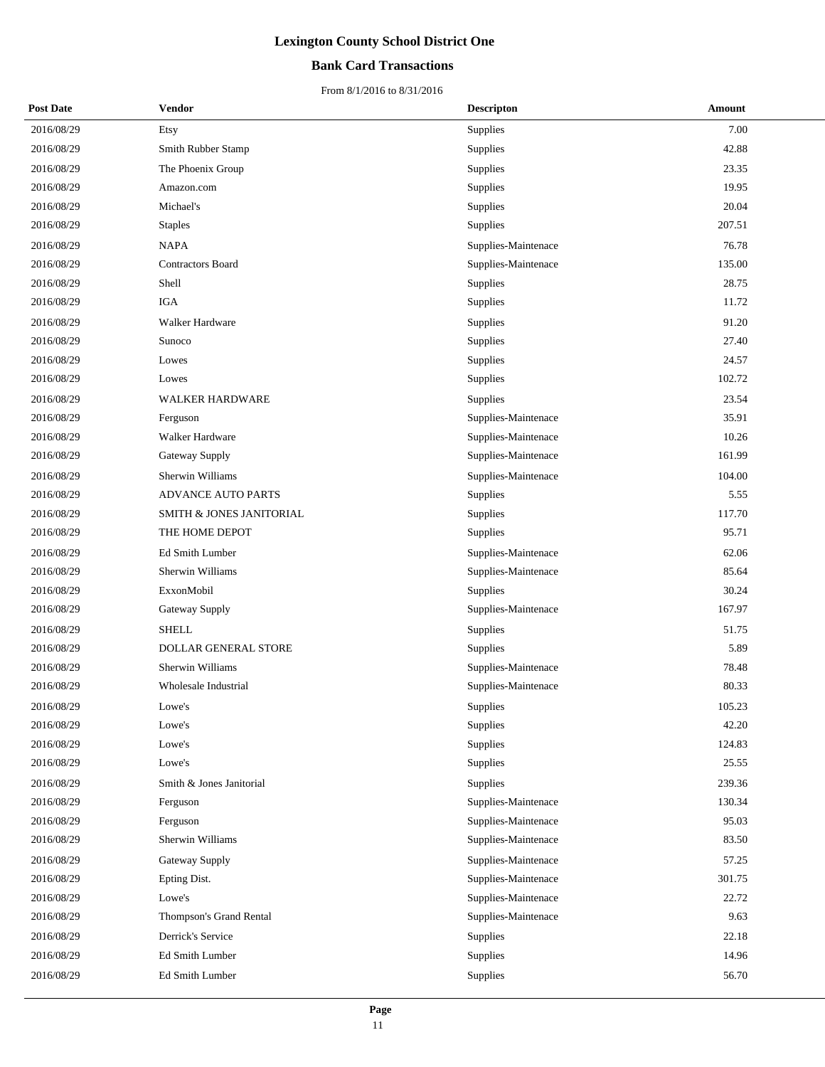# Lexington County School District One

## Bank Card Transactions

From 8/1/2016 to 8/31/2016

| Post Date | Vendor | Descripton | Amount |
|---|---|---|---|
| 2016/08/29 | Etsy | Supplies | 7.00 |
| 2016/08/29 | Smith Rubber Stamp | Supplies | 42.88 |
| 2016/08/29 | The Phoenix Group | Supplies | 23.35 |
| 2016/08/29 | Amazon.com | Supplies | 19.95 |
| 2016/08/29 | Michael's | Supplies | 20.04 |
| 2016/08/29 | Staples | Supplies | 207.51 |
| 2016/08/29 | NAPA | Supplies-Maintenace | 76.78 |
| 2016/08/29 | Contractors Board | Supplies-Maintenace | 135.00 |
| 2016/08/29 | Shell | Supplies | 28.75 |
| 2016/08/29 | IGA | Supplies | 11.72 |
| 2016/08/29 | Walker Hardware | Supplies | 91.20 |
| 2016/08/29 | Sunoco | Supplies | 27.40 |
| 2016/08/29 | Lowes | Supplies | 24.57 |
| 2016/08/29 | Lowes | Supplies | 102.72 |
| 2016/08/29 | WALKER HARDWARE | Supplies | 23.54 |
| 2016/08/29 | Ferguson | Supplies-Maintenace | 35.91 |
| 2016/08/29 | Walker Hardware | Supplies-Maintenace | 10.26 |
| 2016/08/29 | Gateway Supply | Supplies-Maintenace | 161.99 |
| 2016/08/29 | Sherwin Williams | Supplies-Maintenace | 104.00 |
| 2016/08/29 | ADVANCE AUTO PARTS | Supplies | 5.55 |
| 2016/08/29 | SMITH & JONES JANITORIAL | Supplies | 117.70 |
| 2016/08/29 | THE HOME DEPOT | Supplies | 95.71 |
| 2016/08/29 | Ed Smith Lumber | Supplies-Maintenace | 62.06 |
| 2016/08/29 | Sherwin Williams | Supplies-Maintenace | 85.64 |
| 2016/08/29 | ExxonMobil | Supplies | 30.24 |
| 2016/08/29 | Gateway Supply | Supplies-Maintenace | 167.97 |
| 2016/08/29 | SHELL | Supplies | 51.75 |
| 2016/08/29 | DOLLAR GENERAL STORE | Supplies | 5.89 |
| 2016/08/29 | Sherwin Williams | Supplies-Maintenace | 78.48 |
| 2016/08/29 | Wholesale Industrial | Supplies-Maintenace | 80.33 |
| 2016/08/29 | Lowe's | Supplies | 105.23 |
| 2016/08/29 | Lowe's | Supplies | 42.20 |
| 2016/08/29 | Lowe's | Supplies | 124.83 |
| 2016/08/29 | Lowe's | Supplies | 25.55 |
| 2016/08/29 | Smith & Jones Janitorial | Supplies | 239.36 |
| 2016/08/29 | Ferguson | Supplies-Maintenace | 130.34 |
| 2016/08/29 | Ferguson | Supplies-Maintenace | 95.03 |
| 2016/08/29 | Sherwin Williams | Supplies-Maintenace | 83.50 |
| 2016/08/29 | Gateway Supply | Supplies-Maintenace | 57.25 |
| 2016/08/29 | Epting Dist. | Supplies-Maintenace | 301.75 |
| 2016/08/29 | Lowe's | Supplies-Maintenace | 22.72 |
| 2016/08/29 | Thompson's Grand Rental | Supplies-Maintenace | 9.63 |
| 2016/08/29 | Derrick's Service | Supplies | 22.18 |
| 2016/08/29 | Ed Smith Lumber | Supplies | 14.96 |
| 2016/08/29 | Ed Smith Lumber | Supplies | 56.70 |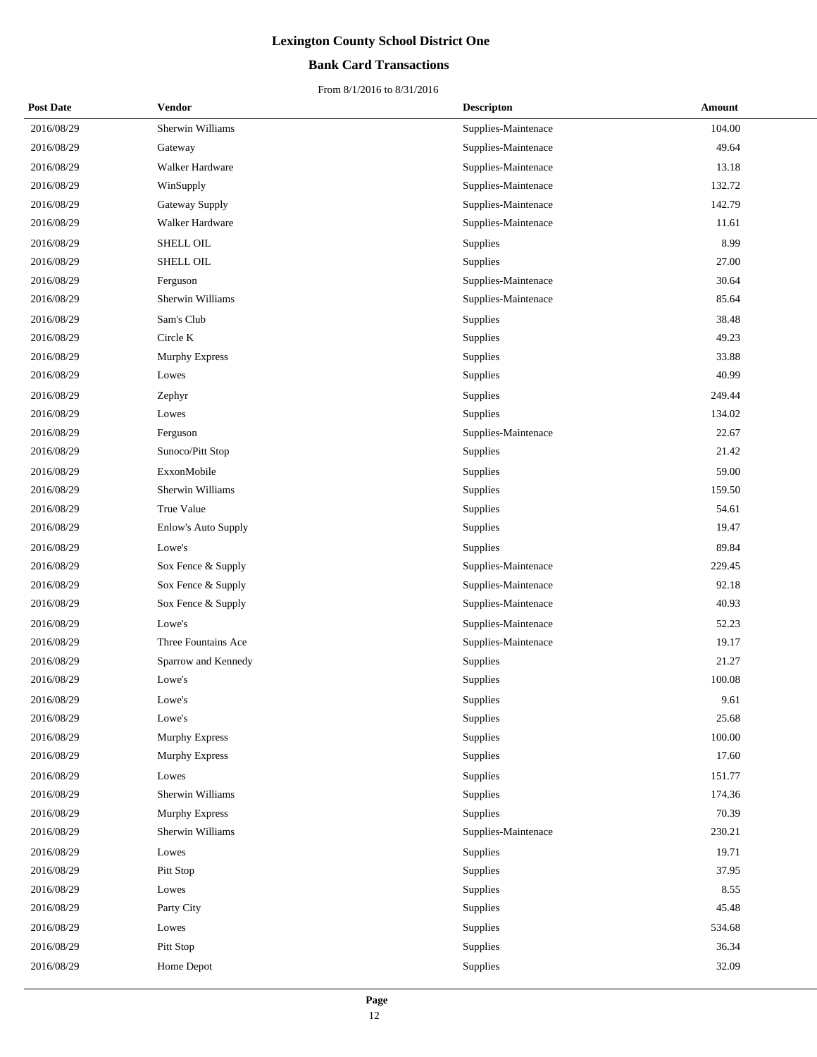# Lexington County School District One

## Bank Card Transactions

From 8/1/2016 to 8/31/2016

| Post Date | Vendor | Descripton | Amount |
|---|---|---|---|
| 2016/08/29 | Sherwin Williams | Supplies-Maintenace | 104.00 |
| 2016/08/29 | Gateway | Supplies-Maintenace | 49.64 |
| 2016/08/29 | Walker Hardware | Supplies-Maintenace | 13.18 |
| 2016/08/29 | WinSupply | Supplies-Maintenace | 132.72 |
| 2016/08/29 | Gateway Supply | Supplies-Maintenace | 142.79 |
| 2016/08/29 | Walker Hardware | Supplies-Maintenace | 11.61 |
| 2016/08/29 | SHELL OIL | Supplies | 8.99 |
| 2016/08/29 | SHELL OIL | Supplies | 27.00 |
| 2016/08/29 | Ferguson | Supplies-Maintenace | 30.64 |
| 2016/08/29 | Sherwin Williams | Supplies-Maintenace | 85.64 |
| 2016/08/29 | Sam's Club | Supplies | 38.48 |
| 2016/08/29 | Circle K | Supplies | 49.23 |
| 2016/08/29 | Murphy Express | Supplies | 33.88 |
| 2016/08/29 | Lowes | Supplies | 40.99 |
| 2016/08/29 | Zephyr | Supplies | 249.44 |
| 2016/08/29 | Lowes | Supplies | 134.02 |
| 2016/08/29 | Ferguson | Supplies-Maintenace | 22.67 |
| 2016/08/29 | Sunoco/Pitt Stop | Supplies | 21.42 |
| 2016/08/29 | ExxonMobile | Supplies | 59.00 |
| 2016/08/29 | Sherwin Williams | Supplies | 159.50 |
| 2016/08/29 | True Value | Supplies | 54.61 |
| 2016/08/29 | Enlow's Auto Supply | Supplies | 19.47 |
| 2016/08/29 | Lowe's | Supplies | 89.84 |
| 2016/08/29 | Sox Fence & Supply | Supplies-Maintenace | 229.45 |
| 2016/08/29 | Sox Fence & Supply | Supplies-Maintenace | 92.18 |
| 2016/08/29 | Sox Fence & Supply | Supplies-Maintenace | 40.93 |
| 2016/08/29 | Lowe's | Supplies-Maintenace | 52.23 |
| 2016/08/29 | Three Fountains Ace | Supplies-Maintenace | 19.17 |
| 2016/08/29 | Sparrow and Kennedy | Supplies | 21.27 |
| 2016/08/29 | Lowe's | Supplies | 100.08 |
| 2016/08/29 | Lowe's | Supplies | 9.61 |
| 2016/08/29 | Lowe's | Supplies | 25.68 |
| 2016/08/29 | Murphy Express | Supplies | 100.00 |
| 2016/08/29 | Murphy Express | Supplies | 17.60 |
| 2016/08/29 | Lowes | Supplies | 151.77 |
| 2016/08/29 | Sherwin Williams | Supplies | 174.36 |
| 2016/08/29 | Murphy Express | Supplies | 70.39 |
| 2016/08/29 | Sherwin Williams | Supplies-Maintenace | 230.21 |
| 2016/08/29 | Lowes | Supplies | 19.71 |
| 2016/08/29 | Pitt Stop | Supplies | 37.95 |
| 2016/08/29 | Lowes | Supplies | 8.55 |
| 2016/08/29 | Party City | Supplies | 45.48 |
| 2016/08/29 | Lowes | Supplies | 534.68 |
| 2016/08/29 | Pitt Stop | Supplies | 36.34 |
| 2016/08/29 | Home Depot | Supplies | 32.09 |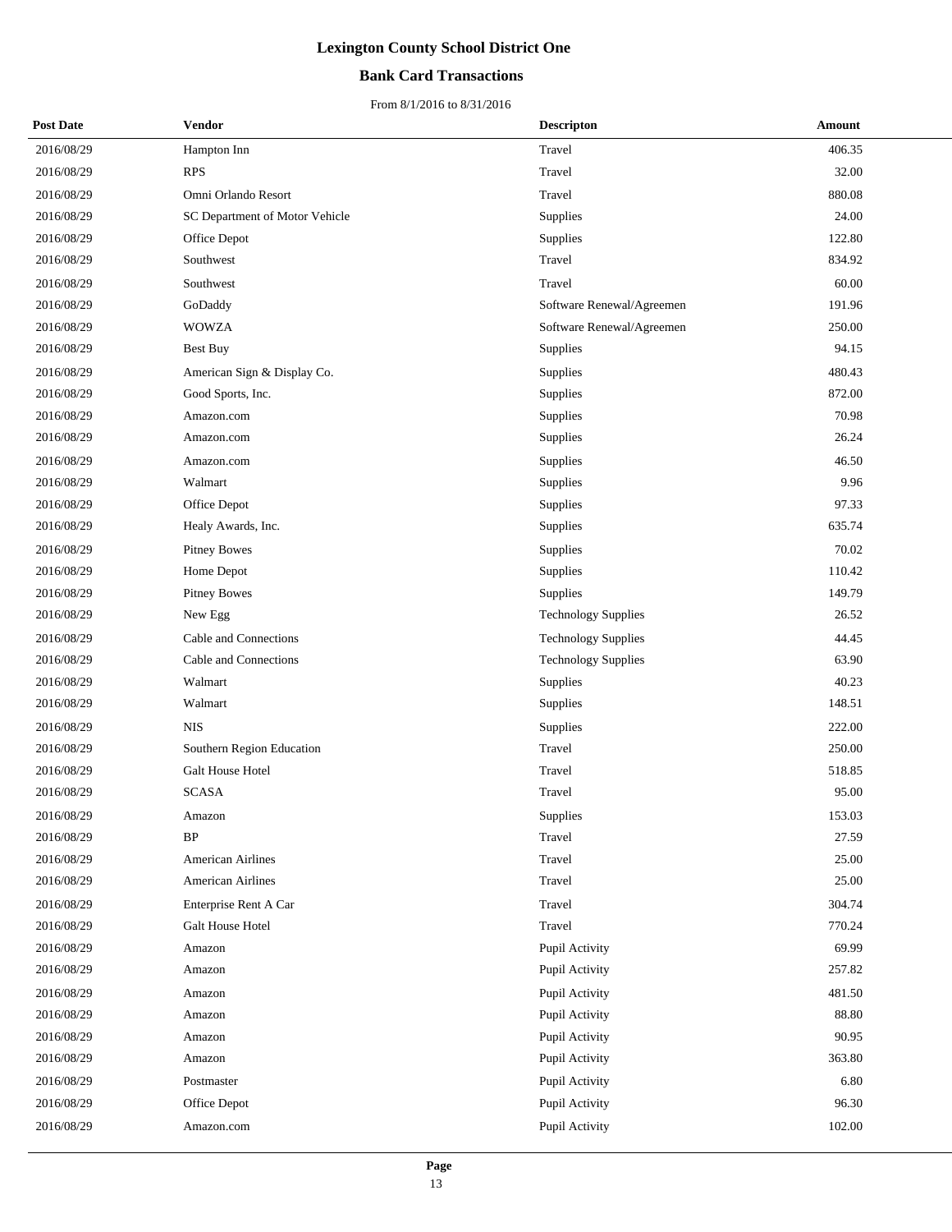# Lexington County School District One

## Bank Card Transactions

From 8/1/2016 to 8/31/2016

| Post Date | Vendor | Descripton | Amount |
|---|---|---|---|
| 2016/08/29 | Hampton Inn | Travel | 406.35 |
| 2016/08/29 | RPS | Travel | 32.00 |
| 2016/08/29 | Omni Orlando Resort | Travel | 880.08 |
| 2016/08/29 | SC Department of Motor Vehicle | Supplies | 24.00 |
| 2016/08/29 | Office Depot | Supplies | 122.80 |
| 2016/08/29 | Southwest | Travel | 834.92 |
| 2016/08/29 | Southwest | Travel | 60.00 |
| 2016/08/29 | GoDaddy | Software Renewal/Agreemen | 191.96 |
| 2016/08/29 | WOWZA | Software Renewal/Agreemen | 250.00 |
| 2016/08/29 | Best Buy | Supplies | 94.15 |
| 2016/08/29 | American Sign & Display Co. | Supplies | 480.43 |
| 2016/08/29 | Good Sports, Inc. | Supplies | 872.00 |
| 2016/08/29 | Amazon.com | Supplies | 70.98 |
| 2016/08/29 | Amazon.com | Supplies | 26.24 |
| 2016/08/29 | Amazon.com | Supplies | 46.50 |
| 2016/08/29 | Walmart | Supplies | 9.96 |
| 2016/08/29 | Office Depot | Supplies | 97.33 |
| 2016/08/29 | Healy Awards, Inc. | Supplies | 635.74 |
| 2016/08/29 | Pitney Bowes | Supplies | 70.02 |
| 2016/08/29 | Home Depot | Supplies | 110.42 |
| 2016/08/29 | Pitney Bowes | Supplies | 149.79 |
| 2016/08/29 | New Egg | Technology Supplies | 26.52 |
| 2016/08/29 | Cable and Connections | Technology Supplies | 44.45 |
| 2016/08/29 | Cable and Connections | Technology Supplies | 63.90 |
| 2016/08/29 | Walmart | Supplies | 40.23 |
| 2016/08/29 | Walmart | Supplies | 148.51 |
| 2016/08/29 | NIS | Supplies | 222.00 |
| 2016/08/29 | Southern Region Education | Travel | 250.00 |
| 2016/08/29 | Galt House Hotel | Travel | 518.85 |
| 2016/08/29 | SCASA | Travel | 95.00 |
| 2016/08/29 | Amazon | Supplies | 153.03 |
| 2016/08/29 | BP | Travel | 27.59 |
| 2016/08/29 | American Airlines | Travel | 25.00 |
| 2016/08/29 | American Airlines | Travel | 25.00 |
| 2016/08/29 | Enterprise Rent A Car | Travel | 304.74 |
| 2016/08/29 | Galt House Hotel | Travel | 770.24 |
| 2016/08/29 | Amazon | Pupil Activity | 69.99 |
| 2016/08/29 | Amazon | Pupil Activity | 257.82 |
| 2016/08/29 | Amazon | Pupil Activity | 481.50 |
| 2016/08/29 | Amazon | Pupil Activity | 88.80 |
| 2016/08/29 | Amazon | Pupil Activity | 90.95 |
| 2016/08/29 | Amazon | Pupil Activity | 363.80 |
| 2016/08/29 | Postmaster | Pupil Activity | 6.80 |
| 2016/08/29 | Office Depot | Pupil Activity | 96.30 |
| 2016/08/29 | Amazon.com | Pupil Activity | 102.00 |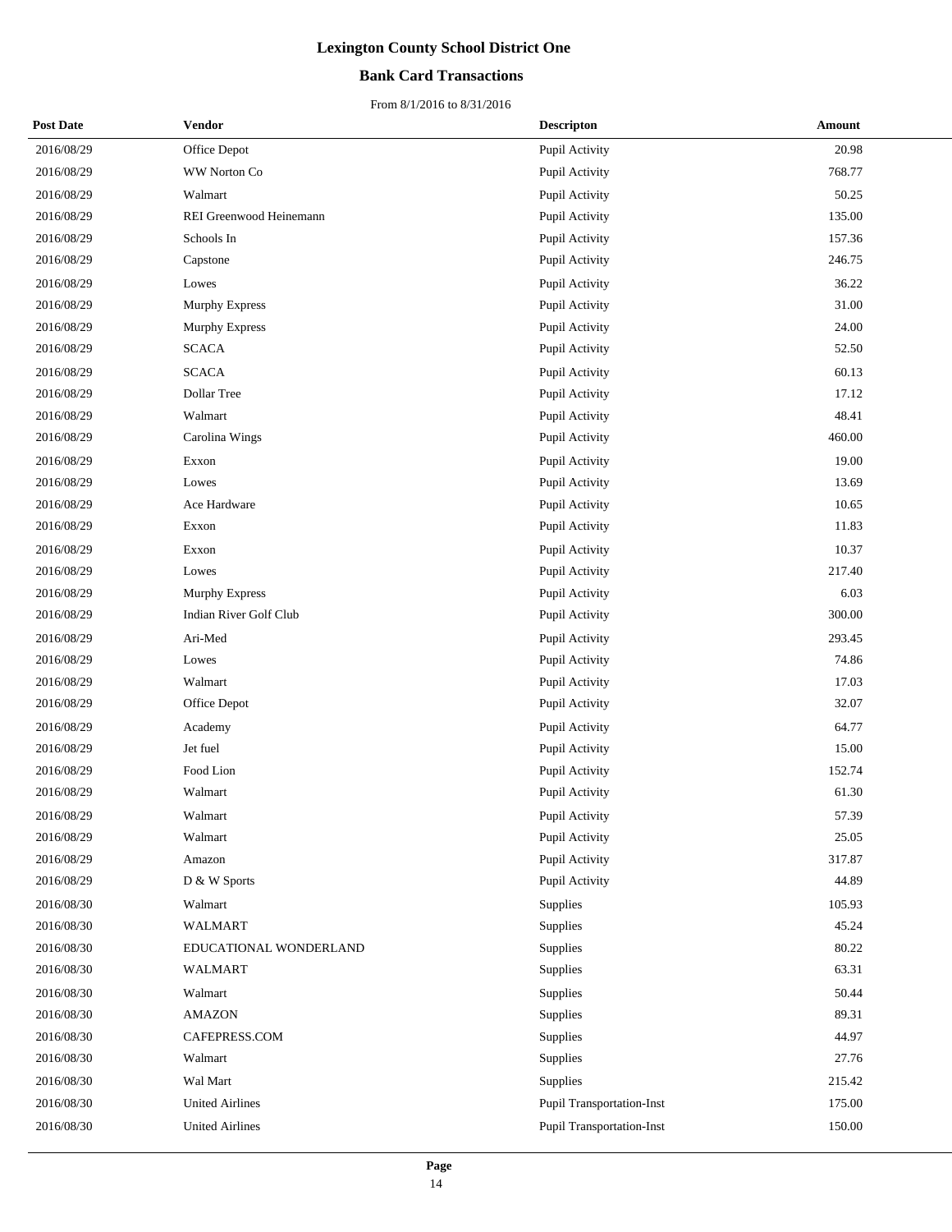# Lexington County School District One

## Bank Card Transactions

From 8/1/2016 to 8/31/2016

| Post Date | Vendor | Descripton | Amount |
|---|---|---|---|
| 2016/08/29 | Office Depot | Pupil Activity | 20.98 |
| 2016/08/29 | WW Norton Co | Pupil Activity | 768.77 |
| 2016/08/29 | Walmart | Pupil Activity | 50.25 |
| 2016/08/29 | REI Greenwood Heinemann | Pupil Activity | 135.00 |
| 2016/08/29 | Schools In | Pupil Activity | 157.36 |
| 2016/08/29 | Capstone | Pupil Activity | 246.75 |
| 2016/08/29 | Lowes | Pupil Activity | 36.22 |
| 2016/08/29 | Murphy Express | Pupil Activity | 31.00 |
| 2016/08/29 | Murphy Express | Pupil Activity | 24.00 |
| 2016/08/29 | SCACA | Pupil Activity | 52.50 |
| 2016/08/29 | SCACA | Pupil Activity | 60.13 |
| 2016/08/29 | Dollar Tree | Pupil Activity | 17.12 |
| 2016/08/29 | Walmart | Pupil Activity | 48.41 |
| 2016/08/29 | Carolina Wings | Pupil Activity | 460.00 |
| 2016/08/29 | Exxon | Pupil Activity | 19.00 |
| 2016/08/29 | Lowes | Pupil Activity | 13.69 |
| 2016/08/29 | Ace Hardware | Pupil Activity | 10.65 |
| 2016/08/29 | Exxon | Pupil Activity | 11.83 |
| 2016/08/29 | Exxon | Pupil Activity | 10.37 |
| 2016/08/29 | Lowes | Pupil Activity | 217.40 |
| 2016/08/29 | Murphy Express | Pupil Activity | 6.03 |
| 2016/08/29 | Indian River Golf Club | Pupil Activity | 300.00 |
| 2016/08/29 | Ari-Med | Pupil Activity | 293.45 |
| 2016/08/29 | Lowes | Pupil Activity | 74.86 |
| 2016/08/29 | Walmart | Pupil Activity | 17.03 |
| 2016/08/29 | Office Depot | Pupil Activity | 32.07 |
| 2016/08/29 | Academy | Pupil Activity | 64.77 |
| 2016/08/29 | Jet fuel | Pupil Activity | 15.00 |
| 2016/08/29 | Food Lion | Pupil Activity | 152.74 |
| 2016/08/29 | Walmart | Pupil Activity | 61.30 |
| 2016/08/29 | Walmart | Pupil Activity | 57.39 |
| 2016/08/29 | Walmart | Pupil Activity | 25.05 |
| 2016/08/29 | Amazon | Pupil Activity | 317.87 |
| 2016/08/29 | D & W Sports | Pupil Activity | 44.89 |
| 2016/08/30 | Walmart | Supplies | 105.93 |
| 2016/08/30 | WALMART | Supplies | 45.24 |
| 2016/08/30 | EDUCATIONAL WONDERLAND | Supplies | 80.22 |
| 2016/08/30 | WALMART | Supplies | 63.31 |
| 2016/08/30 | Walmart | Supplies | 50.44 |
| 2016/08/30 | AMAZON | Supplies | 89.31 |
| 2016/08/30 | CAFEPRESS.COM | Supplies | 44.97 |
| 2016/08/30 | Walmart | Supplies | 27.76 |
| 2016/08/30 | Wal Mart | Supplies | 215.42 |
| 2016/08/30 | United Airlines | Pupil Transportation-Inst | 175.00 |
| 2016/08/30 | United Airlines | Pupil Transportation-Inst | 150.00 |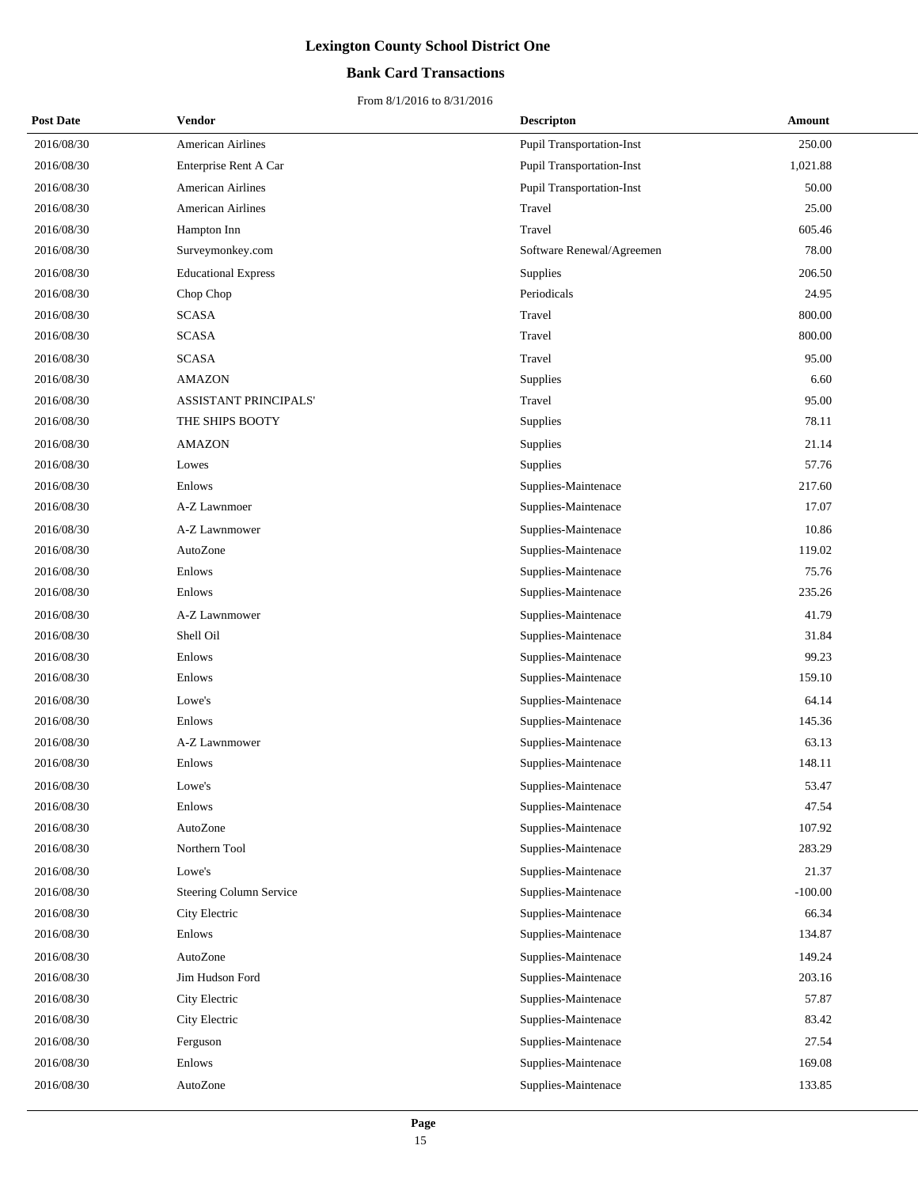# Lexington County School District One

## Bank Card Transactions

From 8/1/2016 to 8/31/2016

| Post Date | Vendor | Descripton | Amount |
|---|---|---|---|
| 2016/08/30 | American Airlines | Pupil Transportation-Inst | 250.00 |
| 2016/08/30 | Enterprise Rent A Car | Pupil Transportation-Inst | 1,021.88 |
| 2016/08/30 | American Airlines | Pupil Transportation-Inst | 50.00 |
| 2016/08/30 | American Airlines | Travel | 25.00 |
| 2016/08/30 | Hampton Inn | Travel | 605.46 |
| 2016/08/30 | Surveymonkey.com | Software Renewal/Agreemen | 78.00 |
| 2016/08/30 | Educational Express | Supplies | 206.50 |
| 2016/08/30 | Chop Chop | Periodicals | 24.95 |
| 2016/08/30 | SCASA | Travel | 800.00 |
| 2016/08/30 | SCASA | Travel | 800.00 |
| 2016/08/30 | SCASA | Travel | 95.00 |
| 2016/08/30 | AMAZON | Supplies | 6.60 |
| 2016/08/30 | ASSISTANT PRINCIPALS' | Travel | 95.00 |
| 2016/08/30 | THE SHIPS BOOTY | Supplies | 78.11 |
| 2016/08/30 | AMAZON | Supplies | 21.14 |
| 2016/08/30 | Lowes | Supplies | 57.76 |
| 2016/08/30 | Enlows | Supplies-Maintenace | 217.60 |
| 2016/08/30 | A-Z Lawnmoer | Supplies-Maintenace | 17.07 |
| 2016/08/30 | A-Z Lawnmower | Supplies-Maintenace | 10.86 |
| 2016/08/30 | AutoZone | Supplies-Maintenace | 119.02 |
| 2016/08/30 | Enlows | Supplies-Maintenace | 75.76 |
| 2016/08/30 | Enlows | Supplies-Maintenace | 235.26 |
| 2016/08/30 | A-Z Lawnmower | Supplies-Maintenace | 41.79 |
| 2016/08/30 | Shell Oil | Supplies-Maintenace | 31.84 |
| 2016/08/30 | Enlows | Supplies-Maintenace | 99.23 |
| 2016/08/30 | Enlows | Supplies-Maintenace | 159.10 |
| 2016/08/30 | Lowe's | Supplies-Maintenace | 64.14 |
| 2016/08/30 | Enlows | Supplies-Maintenace | 145.36 |
| 2016/08/30 | A-Z Lawnmower | Supplies-Maintenace | 63.13 |
| 2016/08/30 | Enlows | Supplies-Maintenace | 148.11 |
| 2016/08/30 | Lowe's | Supplies-Maintenace | 53.47 |
| 2016/08/30 | Enlows | Supplies-Maintenace | 47.54 |
| 2016/08/30 | AutoZone | Supplies-Maintenace | 107.92 |
| 2016/08/30 | Northern Tool | Supplies-Maintenace | 283.29 |
| 2016/08/30 | Lowe's | Supplies-Maintenace | 21.37 |
| 2016/08/30 | Steering Column Service | Supplies-Maintenace | -100.00 |
| 2016/08/30 | City Electric | Supplies-Maintenace | 66.34 |
| 2016/08/30 | Enlows | Supplies-Maintenace | 134.87 |
| 2016/08/30 | AutoZone | Supplies-Maintenace | 149.24 |
| 2016/08/30 | Jim Hudson Ford | Supplies-Maintenace | 203.16 |
| 2016/08/30 | City Electric | Supplies-Maintenace | 57.87 |
| 2016/08/30 | City Electric | Supplies-Maintenace | 83.42 |
| 2016/08/30 | Ferguson | Supplies-Maintenace | 27.54 |
| 2016/08/30 | Enlows | Supplies-Maintenace | 169.08 |
| 2016/08/30 | AutoZone | Supplies-Maintenace | 133.85 |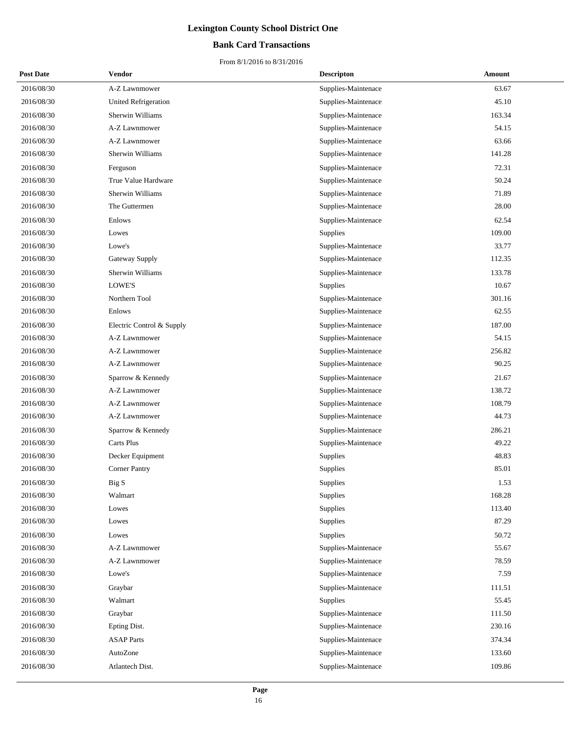# Lexington County School District One

## Bank Card Transactions

From 8/1/2016 to 8/31/2016

| Post Date | Vendor | Descripton | Amount |
|---|---|---|---|
| 2016/08/30 | A-Z Lawnmower | Supplies-Maintenace | 63.67 |
| 2016/08/30 | United Refrigeration | Supplies-Maintenace | 45.10 |
| 2016/08/30 | Sherwin Williams | Supplies-Maintenace | 163.34 |
| 2016/08/30 | A-Z Lawnmower | Supplies-Maintenace | 54.15 |
| 2016/08/30 | A-Z Lawnmower | Supplies-Maintenace | 63.66 |
| 2016/08/30 | Sherwin Williams | Supplies-Maintenace | 141.28 |
| 2016/08/30 | Ferguson | Supplies-Maintenace | 72.31 |
| 2016/08/30 | True Value Hardware | Supplies-Maintenace | 50.24 |
| 2016/08/30 | Sherwin Williams | Supplies-Maintenace | 71.89 |
| 2016/08/30 | The Guttermen | Supplies-Maintenace | 28.00 |
| 2016/08/30 | Enlows | Supplies-Maintenace | 62.54 |
| 2016/08/30 | Lowes | Supplies | 109.00 |
| 2016/08/30 | Lowe's | Supplies-Maintenace | 33.77 |
| 2016/08/30 | Gateway Supply | Supplies-Maintenace | 112.35 |
| 2016/08/30 | Sherwin Williams | Supplies-Maintenace | 133.78 |
| 2016/08/30 | LOWE'S | Supplies | 10.67 |
| 2016/08/30 | Northern Tool | Supplies-Maintenace | 301.16 |
| 2016/08/30 | Enlows | Supplies-Maintenace | 62.55 |
| 2016/08/30 | Electric Control & Supply | Supplies-Maintenace | 187.00 |
| 2016/08/30 | A-Z Lawnmower | Supplies-Maintenace | 54.15 |
| 2016/08/30 | A-Z Lawnmower | Supplies-Maintenace | 256.82 |
| 2016/08/30 | A-Z Lawnmower | Supplies-Maintenace | 90.25 |
| 2016/08/30 | Sparrow & Kennedy | Supplies-Maintenace | 21.67 |
| 2016/08/30 | A-Z Lawnmower | Supplies-Maintenace | 138.72 |
| 2016/08/30 | A-Z Lawnmower | Supplies-Maintenace | 108.79 |
| 2016/08/30 | A-Z Lawnmower | Supplies-Maintenace | 44.73 |
| 2016/08/30 | Sparrow & Kennedy | Supplies-Maintenace | 286.21 |
| 2016/08/30 | Carts Plus | Supplies-Maintenace | 49.22 |
| 2016/08/30 | Decker Equipment | Supplies | 48.83 |
| 2016/08/30 | Corner Pantry | Supplies | 85.01 |
| 2016/08/30 | Big S | Supplies | 1.53 |
| 2016/08/30 | Walmart | Supplies | 168.28 |
| 2016/08/30 | Lowes | Supplies | 113.40 |
| 2016/08/30 | Lowes | Supplies | 87.29 |
| 2016/08/30 | Lowes | Supplies | 50.72 |
| 2016/08/30 | A-Z Lawnmower | Supplies-Maintenace | 55.67 |
| 2016/08/30 | A-Z Lawnmower | Supplies-Maintenace | 78.59 |
| 2016/08/30 | Lowe's | Supplies-Maintenace | 7.59 |
| 2016/08/30 | Graybar | Supplies-Maintenace | 111.51 |
| 2016/08/30 | Walmart | Supplies | 55.45 |
| 2016/08/30 | Graybar | Supplies-Maintenace | 111.50 |
| 2016/08/30 | Epting Dist. | Supplies-Maintenace | 230.16 |
| 2016/08/30 | ASAP Parts | Supplies-Maintenace | 374.34 |
| 2016/08/30 | AutoZone | Supplies-Maintenace | 133.60 |
| 2016/08/30 | Atlantech Dist. | Supplies-Maintenace | 109.86 |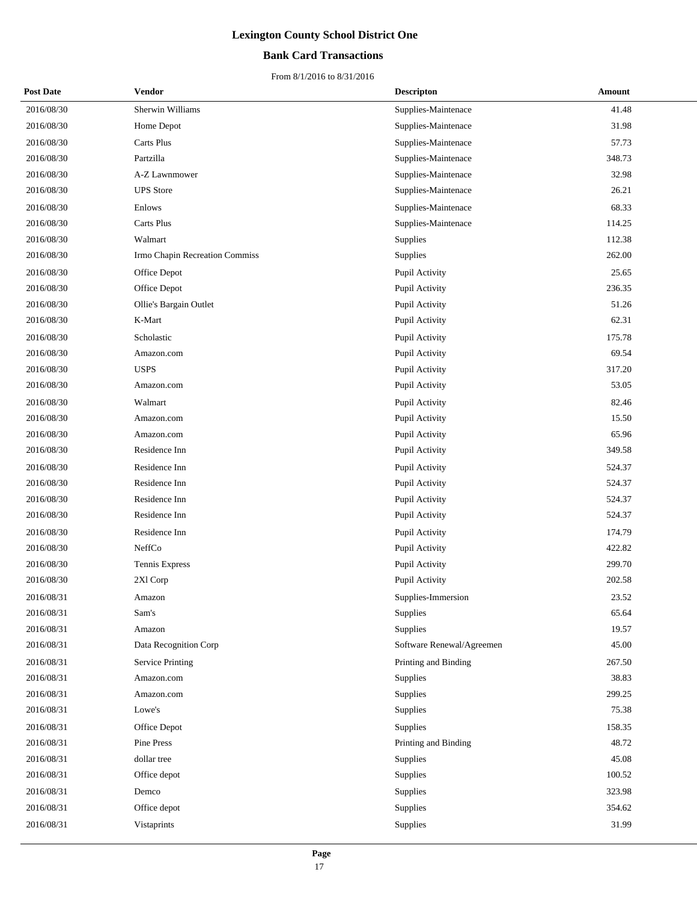# Lexington County School District One

## Bank Card Transactions

From 8/1/2016 to 8/31/2016

| Post Date | Vendor | Descripton | Amount |
|---|---|---|---|
| 2016/08/30 | Sherwin Williams | Supplies-Maintenace | 41.48 |
| 2016/08/30 | Home Depot | Supplies-Maintenace | 31.98 |
| 2016/08/30 | Carts Plus | Supplies-Maintenace | 57.73 |
| 2016/08/30 | Partzilla | Supplies-Maintenace | 348.73 |
| 2016/08/30 | A-Z Lawnmower | Supplies-Maintenace | 32.98 |
| 2016/08/30 | UPS Store | Supplies-Maintenace | 26.21 |
| 2016/08/30 | Enlows | Supplies-Maintenace | 68.33 |
| 2016/08/30 | Carts Plus | Supplies-Maintenace | 114.25 |
| 2016/08/30 | Walmart | Supplies | 112.38 |
| 2016/08/30 | Irmo Chapin Recreation Commiss | Supplies | 262.00 |
| 2016/08/30 | Office Depot | Pupil Activity | 25.65 |
| 2016/08/30 | Office Depot | Pupil Activity | 236.35 |
| 2016/08/30 | Ollie's Bargain Outlet | Pupil Activity | 51.26 |
| 2016/08/30 | K-Mart | Pupil Activity | 62.31 |
| 2016/08/30 | Scholastic | Pupil Activity | 175.78 |
| 2016/08/30 | Amazon.com | Pupil Activity | 69.54 |
| 2016/08/30 | USPS | Pupil Activity | 317.20 |
| 2016/08/30 | Amazon.com | Pupil Activity | 53.05 |
| 2016/08/30 | Walmart | Pupil Activity | 82.46 |
| 2016/08/30 | Amazon.com | Pupil Activity | 15.50 |
| 2016/08/30 | Amazon.com | Pupil Activity | 65.96 |
| 2016/08/30 | Residence Inn | Pupil Activity | 349.58 |
| 2016/08/30 | Residence Inn | Pupil Activity | 524.37 |
| 2016/08/30 | Residence Inn | Pupil Activity | 524.37 |
| 2016/08/30 | Residence Inn | Pupil Activity | 524.37 |
| 2016/08/30 | Residence Inn | Pupil Activity | 524.37 |
| 2016/08/30 | Residence Inn | Pupil Activity | 174.79 |
| 2016/08/30 | NeffCo | Pupil Activity | 422.82 |
| 2016/08/30 | Tennis Express | Pupil Activity | 299.70 |
| 2016/08/30 | 2Xl Corp | Pupil Activity | 202.58 |
| 2016/08/31 | Amazon | Supplies-Immersion | 23.52 |
| 2016/08/31 | Sam's | Supplies | 65.64 |
| 2016/08/31 | Amazon | Supplies | 19.57 |
| 2016/08/31 | Data Recognition Corp | Software Renewal/Agreemen | 45.00 |
| 2016/08/31 | Service Printing | Printing and Binding | 267.50 |
| 2016/08/31 | Amazon.com | Supplies | 38.83 |
| 2016/08/31 | Amazon.com | Supplies | 299.25 |
| 2016/08/31 | Lowe's | Supplies | 75.38 |
| 2016/08/31 | Office Depot | Supplies | 158.35 |
| 2016/08/31 | Pine Press | Printing and Binding | 48.72 |
| 2016/08/31 | dollar tree | Supplies | 45.08 |
| 2016/08/31 | Office depot | Supplies | 100.52 |
| 2016/08/31 | Demco | Supplies | 323.98 |
| 2016/08/31 | Office depot | Supplies | 354.62 |
| 2016/08/31 | Vistaprints | Supplies | 31.99 |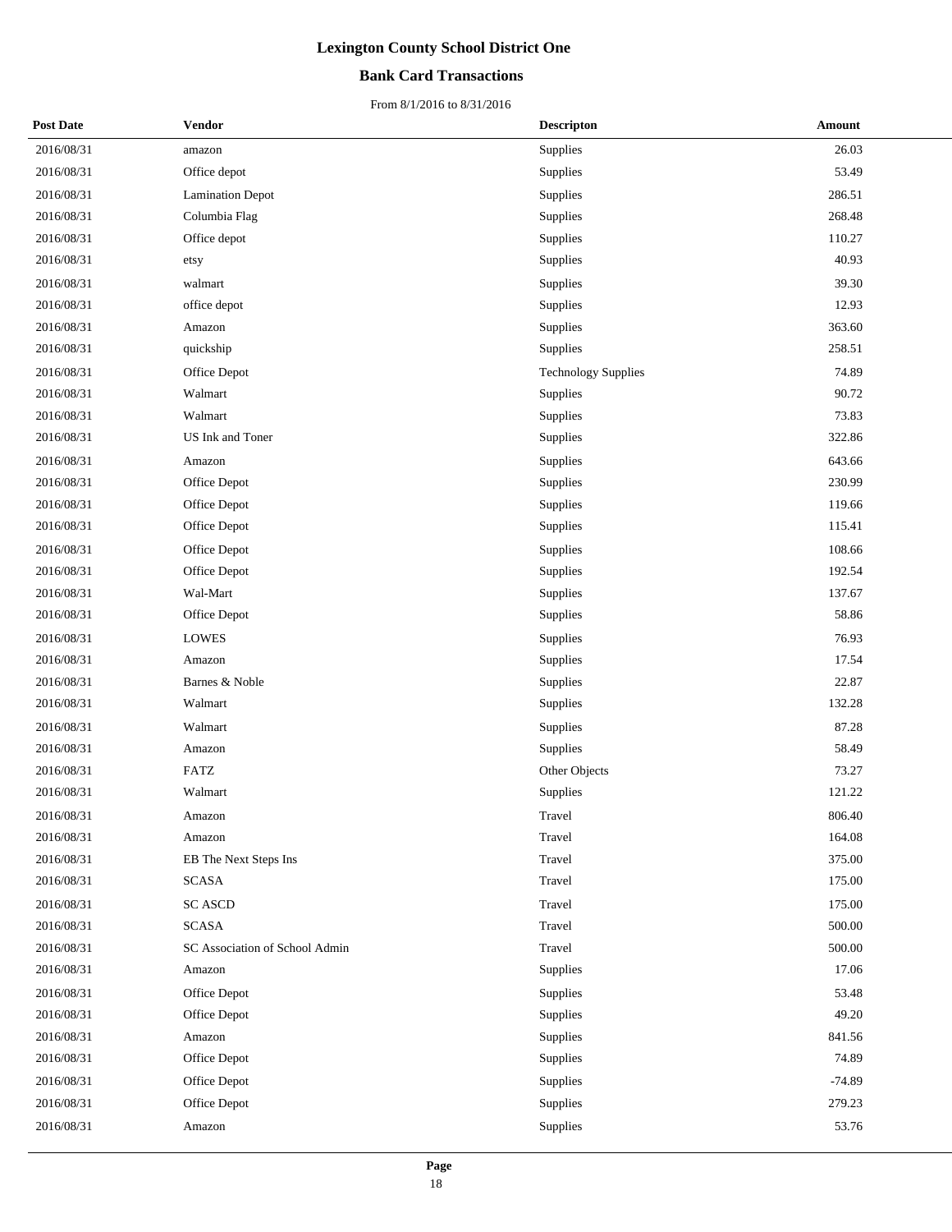# Lexington County School District One

## Bank Card Transactions

From 8/1/2016 to 8/31/2016

| Post Date | Vendor | Descripton | Amount |
|---|---|---|---|
| 2016/08/31 | amazon | Supplies | 26.03 |
| 2016/08/31 | Office depot | Supplies | 53.49 |
| 2016/08/31 | Lamination Depot | Supplies | 286.51 |
| 2016/08/31 | Columbia Flag | Supplies | 268.48 |
| 2016/08/31 | Office depot | Supplies | 110.27 |
| 2016/08/31 | etsy | Supplies | 40.93 |
| 2016/08/31 | walmart | Supplies | 39.30 |
| 2016/08/31 | office depot | Supplies | 12.93 |
| 2016/08/31 | Amazon | Supplies | 363.60 |
| 2016/08/31 | quickship | Supplies | 258.51 |
| 2016/08/31 | Office Depot | Technology Supplies | 74.89 |
| 2016/08/31 | Walmart | Supplies | 90.72 |
| 2016/08/31 | Walmart | Supplies | 73.83 |
| 2016/08/31 | US Ink and Toner | Supplies | 322.86 |
| 2016/08/31 | Amazon | Supplies | 643.66 |
| 2016/08/31 | Office Depot | Supplies | 230.99 |
| 2016/08/31 | Office Depot | Supplies | 119.66 |
| 2016/08/31 | Office Depot | Supplies | 115.41 |
| 2016/08/31 | Office Depot | Supplies | 108.66 |
| 2016/08/31 | Office Depot | Supplies | 192.54 |
| 2016/08/31 | Wal-Mart | Supplies | 137.67 |
| 2016/08/31 | Office Depot | Supplies | 58.86 |
| 2016/08/31 | LOWES | Supplies | 76.93 |
| 2016/08/31 | Amazon | Supplies | 17.54 |
| 2016/08/31 | Barnes & Noble | Supplies | 22.87 |
| 2016/08/31 | Walmart | Supplies | 132.28 |
| 2016/08/31 | Walmart | Supplies | 87.28 |
| 2016/08/31 | Amazon | Supplies | 58.49 |
| 2016/08/31 | FATZ | Other Objects | 73.27 |
| 2016/08/31 | Walmart | Supplies | 121.22 |
| 2016/08/31 | Amazon | Travel | 806.40 |
| 2016/08/31 | Amazon | Travel | 164.08 |
| 2016/08/31 | EB The Next Steps Ins | Travel | 375.00 |
| 2016/08/31 | SCASA | Travel | 175.00 |
| 2016/08/31 | SC ASCD | Travel | 175.00 |
| 2016/08/31 | SCASA | Travel | 500.00 |
| 2016/08/31 | SC Association of School Admin | Travel | 500.00 |
| 2016/08/31 | Amazon | Supplies | 17.06 |
| 2016/08/31 | Office Depot | Supplies | 53.48 |
| 2016/08/31 | Office Depot | Supplies | 49.20 |
| 2016/08/31 | Amazon | Supplies | 841.56 |
| 2016/08/31 | Office Depot | Supplies | 74.89 |
| 2016/08/31 | Office Depot | Supplies | -74.89 |
| 2016/08/31 | Office Depot | Supplies | 279.23 |
| 2016/08/31 | Amazon | Supplies | 53.76 |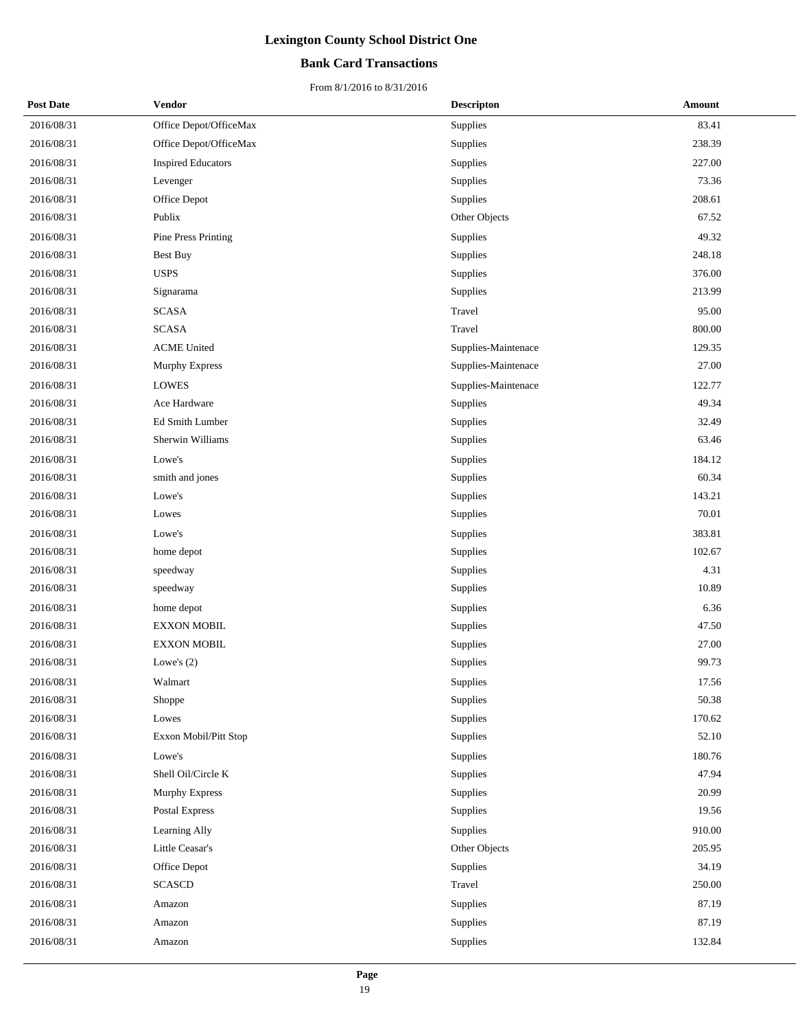# Lexington County School District One

## Bank Card Transactions

From 8/1/2016 to 8/31/2016

| Post Date | Vendor | Descripton | Amount |
|---|---|---|---|
| 2016/08/31 | Office Depot/OfficeMax | Supplies | 83.41 |
| 2016/08/31 | Office Depot/OfficeMax | Supplies | 238.39 |
| 2016/08/31 | Inspired Educators | Supplies | 227.00 |
| 2016/08/31 | Levenger | Supplies | 73.36 |
| 2016/08/31 | Office Depot | Supplies | 208.61 |
| 2016/08/31 | Publix | Other Objects | 67.52 |
| 2016/08/31 | Pine Press Printing | Supplies | 49.32 |
| 2016/08/31 | Best Buy | Supplies | 248.18 |
| 2016/08/31 | USPS | Supplies | 376.00 |
| 2016/08/31 | Signarama | Supplies | 213.99 |
| 2016/08/31 | SCASA | Travel | 95.00 |
| 2016/08/31 | SCASA | Travel | 800.00 |
| 2016/08/31 | ACME United | Supplies-Maintenace | 129.35 |
| 2016/08/31 | Murphy Express | Supplies-Maintenace | 27.00 |
| 2016/08/31 | LOWES | Supplies-Maintenace | 122.77 |
| 2016/08/31 | Ace Hardware | Supplies | 49.34 |
| 2016/08/31 | Ed Smith Lumber | Supplies | 32.49 |
| 2016/08/31 | Sherwin Williams | Supplies | 63.46 |
| 2016/08/31 | Lowe's | Supplies | 184.12 |
| 2016/08/31 | smith and jones | Supplies | 60.34 |
| 2016/08/31 | Lowe's | Supplies | 143.21 |
| 2016/08/31 | Lowes | Supplies | 70.01 |
| 2016/08/31 | Lowe's | Supplies | 383.81 |
| 2016/08/31 | home depot | Supplies | 102.67 |
| 2016/08/31 | speedway | Supplies | 4.31 |
| 2016/08/31 | speedway | Supplies | 10.89 |
| 2016/08/31 | home depot | Supplies | 6.36 |
| 2016/08/31 | EXXON MOBIL | Supplies | 47.50 |
| 2016/08/31 | EXXON MOBIL | Supplies | 27.00 |
| 2016/08/31 | Lowe's (2) | Supplies | 99.73 |
| 2016/08/31 | Walmart | Supplies | 17.56 |
| 2016/08/31 | Shoppe | Supplies | 50.38 |
| 2016/08/31 | Lowes | Supplies | 170.62 |
| 2016/08/31 | Exxon Mobil/Pitt Stop | Supplies | 52.10 |
| 2016/08/31 | Lowe's | Supplies | 180.76 |
| 2016/08/31 | Shell Oil/Circle K | Supplies | 47.94 |
| 2016/08/31 | Murphy Express | Supplies | 20.99 |
| 2016/08/31 | Postal Express | Supplies | 19.56 |
| 2016/08/31 | Learning Ally | Supplies | 910.00 |
| 2016/08/31 | Little Ceasar's | Other Objects | 205.95 |
| 2016/08/31 | Office Depot | Supplies | 34.19 |
| 2016/08/31 | SCASCD | Travel | 250.00 |
| 2016/08/31 | Amazon | Supplies | 87.19 |
| 2016/08/31 | Amazon | Supplies | 87.19 |
| 2016/08/31 | Amazon | Supplies | 132.84 |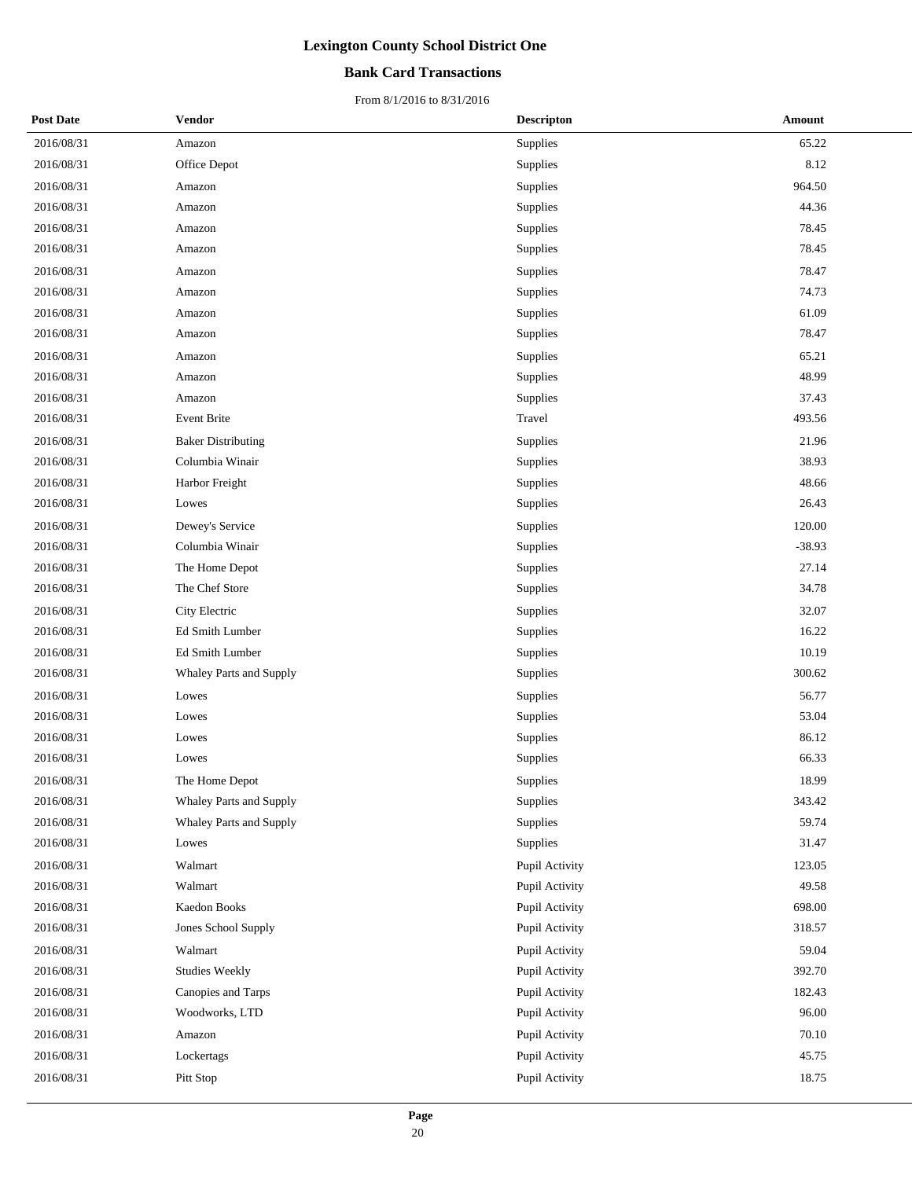# Lexington County School District One

## Bank Card Transactions

From 8/1/2016 to 8/31/2016

| Post Date | Vendor | Descripton | Amount |
|---|---|---|---|
| 2016/08/31 | Amazon | Supplies | 65.22 |
| 2016/08/31 | Office Depot | Supplies | 8.12 |
| 2016/08/31 | Amazon | Supplies | 964.50 |
| 2016/08/31 | Amazon | Supplies | 44.36 |
| 2016/08/31 | Amazon | Supplies | 78.45 |
| 2016/08/31 | Amazon | Supplies | 78.45 |
| 2016/08/31 | Amazon | Supplies | 78.47 |
| 2016/08/31 | Amazon | Supplies | 74.73 |
| 2016/08/31 | Amazon | Supplies | 61.09 |
| 2016/08/31 | Amazon | Supplies | 78.47 |
| 2016/08/31 | Amazon | Supplies | 65.21 |
| 2016/08/31 | Amazon | Supplies | 48.99 |
| 2016/08/31 | Amazon | Supplies | 37.43 |
| 2016/08/31 | Event Brite | Travel | 493.56 |
| 2016/08/31 | Baker Distributing | Supplies | 21.96 |
| 2016/08/31 | Columbia Winair | Supplies | 38.93 |
| 2016/08/31 | Harbor Freight | Supplies | 48.66 |
| 2016/08/31 | Lowes | Supplies | 26.43 |
| 2016/08/31 | Dewey's Service | Supplies | 120.00 |
| 2016/08/31 | Columbia Winair | Supplies | -38.93 |
| 2016/08/31 | The Home Depot | Supplies | 27.14 |
| 2016/08/31 | The Chef Store | Supplies | 34.78 |
| 2016/08/31 | City Electric | Supplies | 32.07 |
| 2016/08/31 | Ed Smith Lumber | Supplies | 16.22 |
| 2016/08/31 | Ed Smith Lumber | Supplies | 10.19 |
| 2016/08/31 | Whaley Parts and Supply | Supplies | 300.62 |
| 2016/08/31 | Lowes | Supplies | 56.77 |
| 2016/08/31 | Lowes | Supplies | 53.04 |
| 2016/08/31 | Lowes | Supplies | 86.12 |
| 2016/08/31 | Lowes | Supplies | 66.33 |
| 2016/08/31 | The Home Depot | Supplies | 18.99 |
| 2016/08/31 | Whaley Parts and Supply | Supplies | 343.42 |
| 2016/08/31 | Whaley Parts and Supply | Supplies | 59.74 |
| 2016/08/31 | Lowes | Supplies | 31.47 |
| 2016/08/31 | Walmart | Pupil Activity | 123.05 |
| 2016/08/31 | Walmart | Pupil Activity | 49.58 |
| 2016/08/31 | Kaedon Books | Pupil Activity | 698.00 |
| 2016/08/31 | Jones School Supply | Pupil Activity | 318.57 |
| 2016/08/31 | Walmart | Pupil Activity | 59.04 |
| 2016/08/31 | Studies Weekly | Pupil Activity | 392.70 |
| 2016/08/31 | Canopies and Tarps | Pupil Activity | 182.43 |
| 2016/08/31 | Woodworks, LTD | Pupil Activity | 96.00 |
| 2016/08/31 | Amazon | Pupil Activity | 70.10 |
| 2016/08/31 | Lockertags | Pupil Activity | 45.75 |
| 2016/08/31 | Pitt Stop | Pupil Activity | 18.75 |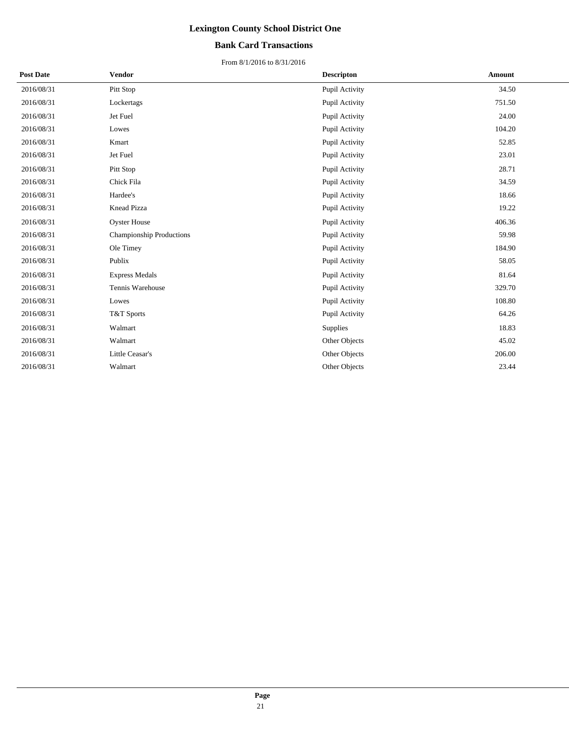# Lexington County School District One

## Bank Card Transactions

From 8/1/2016 to 8/31/2016

| Post Date | Vendor | Descripton | Amount |
|---|---|---|---|
| 2016/08/31 | Pitt Stop | Pupil Activity | 34.50 |
| 2016/08/31 | Lockertags | Pupil Activity | 751.50 |
| 2016/08/31 | Jet Fuel | Pupil Activity | 24.00 |
| 2016/08/31 | Lowes | Pupil Activity | 104.20 |
| 2016/08/31 | Kmart | Pupil Activity | 52.85 |
| 2016/08/31 | Jet Fuel | Pupil Activity | 23.01 |
| 2016/08/31 | Pitt Stop | Pupil Activity | 28.71 |
| 2016/08/31 | Chick Fila | Pupil Activity | 34.59 |
| 2016/08/31 | Hardee's | Pupil Activity | 18.66 |
| 2016/08/31 | Knead Pizza | Pupil Activity | 19.22 |
| 2016/08/31 | Oyster House | Pupil Activity | 406.36 |
| 2016/08/31 | Championship Productions | Pupil Activity | 59.98 |
| 2016/08/31 | Ole Timey | Pupil Activity | 184.90 |
| 2016/08/31 | Publix | Pupil Activity | 58.05 |
| 2016/08/31 | Express Medals | Pupil Activity | 81.64 |
| 2016/08/31 | Tennis Warehouse | Pupil Activity | 329.70 |
| 2016/08/31 | Lowes | Pupil Activity | 108.80 |
| 2016/08/31 | T&T Sports | Pupil Activity | 64.26 |
| 2016/08/31 | Walmart | Supplies | 18.83 |
| 2016/08/31 | Walmart | Other Objects | 45.02 |
| 2016/08/31 | Little Ceasar's | Other Objects | 206.00 |
| 2016/08/31 | Walmart | Other Objects | 23.44 |